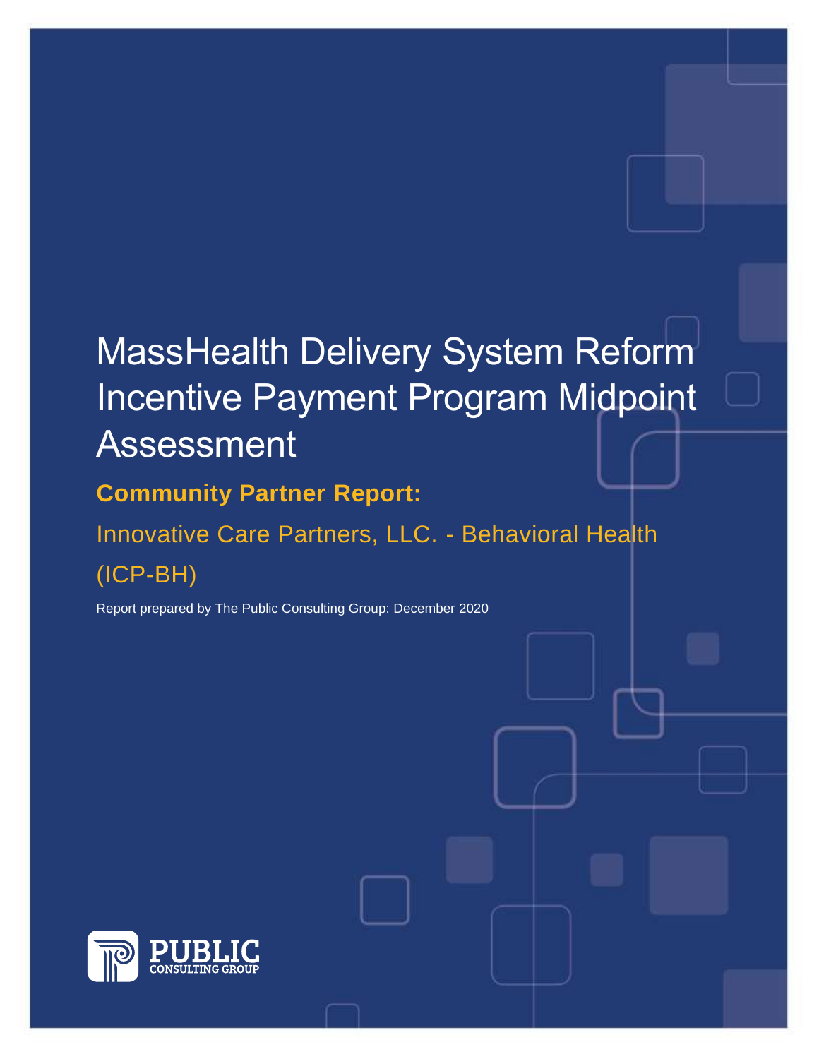# MassHealth Delivery System Reform Incentive Payment Program Midpoint Assessment

## Community Partner Report:

Innovative Care Partners, LLC. - Behavioral Health (ICP-BH)

Report prepared by The Public Consulting Group: December 2020

PUBLIC CONSULTING GROUP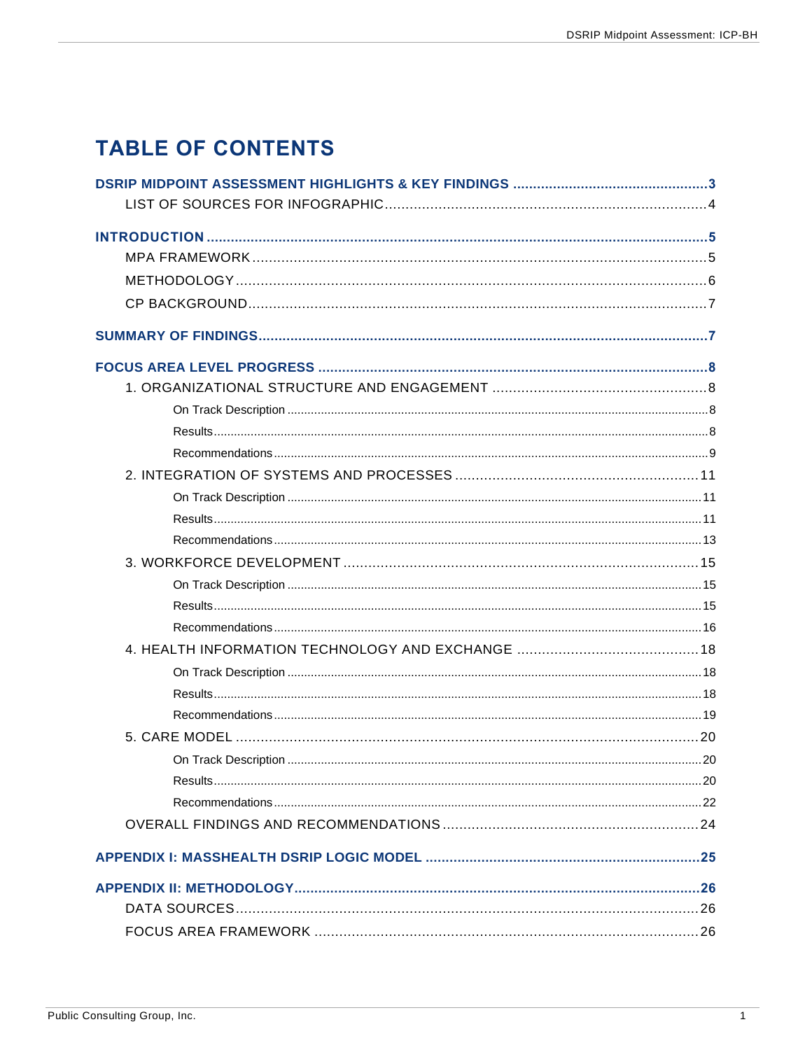# TABLE OF CONTENTS

**DSRIP MIDPOINT ASSESSMENT HIGHLIGHTS & KEY FINDINGS** ..... 3
- LIST OF SOURCES FOR INFOGRAPHIC ..... 4

**INTRODUCTION** ..... 5
- MPA FRAMEWORK ..... 5
- METHODOLOGY ..... 6
- CP BACKGROUND ..... 7

**SUMMARY OF FINDINGS** ..... 7

**FOCUS AREA LEVEL PROGRESS** ..... 8
- 1. ORGANIZATIONAL STRUCTURE AND ENGAGEMENT ..... 8
  - On Track Description ..... 8
  - Results ..... 8
  - Recommendations ..... 9
- 2. INTEGRATION OF SYSTEMS AND PROCESSES ..... 11
  - On Track Description ..... 11
  - Results ..... 11
  - Recommendations ..... 13
- 3. WORKFORCE DEVELOPMENT ..... 15
  - On Track Description ..... 15
  - Results ..... 15
  - Recommendations ..... 16
- 4. HEALTH INFORMATION TECHNOLOGY AND EXCHANGE ..... 18
  - On Track Description ..... 18
  - Results ..... 18
  - Recommendations ..... 19
- 5. CARE MODEL ..... 20
  - On Track Description ..... 20
  - Results ..... 20
  - Recommendations ..... 22
- OVERALL FINDINGS AND RECOMMENDATIONS ..... 24

**APPENDIX I: MASSHEALTH DSRIP LOGIC MODEL** ..... 25

**APPENDIX II: METHODOLOGY** ..... 26
- DATA SOURCES ..... 26
- FOCUS AREA FRAMEWORK ..... 26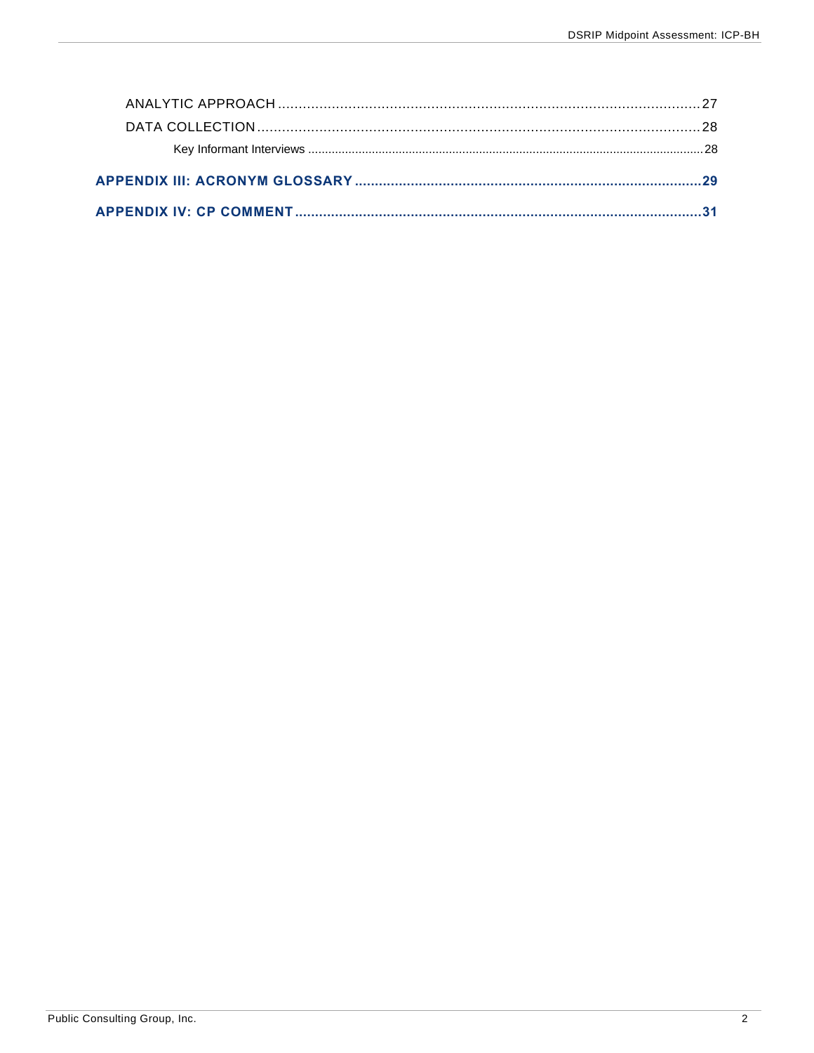ANALYTIC APPROACH .......................................................................................................27

DATA COLLECTION .........................................................................................................28

Key Informant Interviews .....................................................................................................................28

**APPENDIX III: ACRONYM GLOSSARY .......................................................................................29**

**APPENDIX IV: CP COMMENT .......................................................................................................31**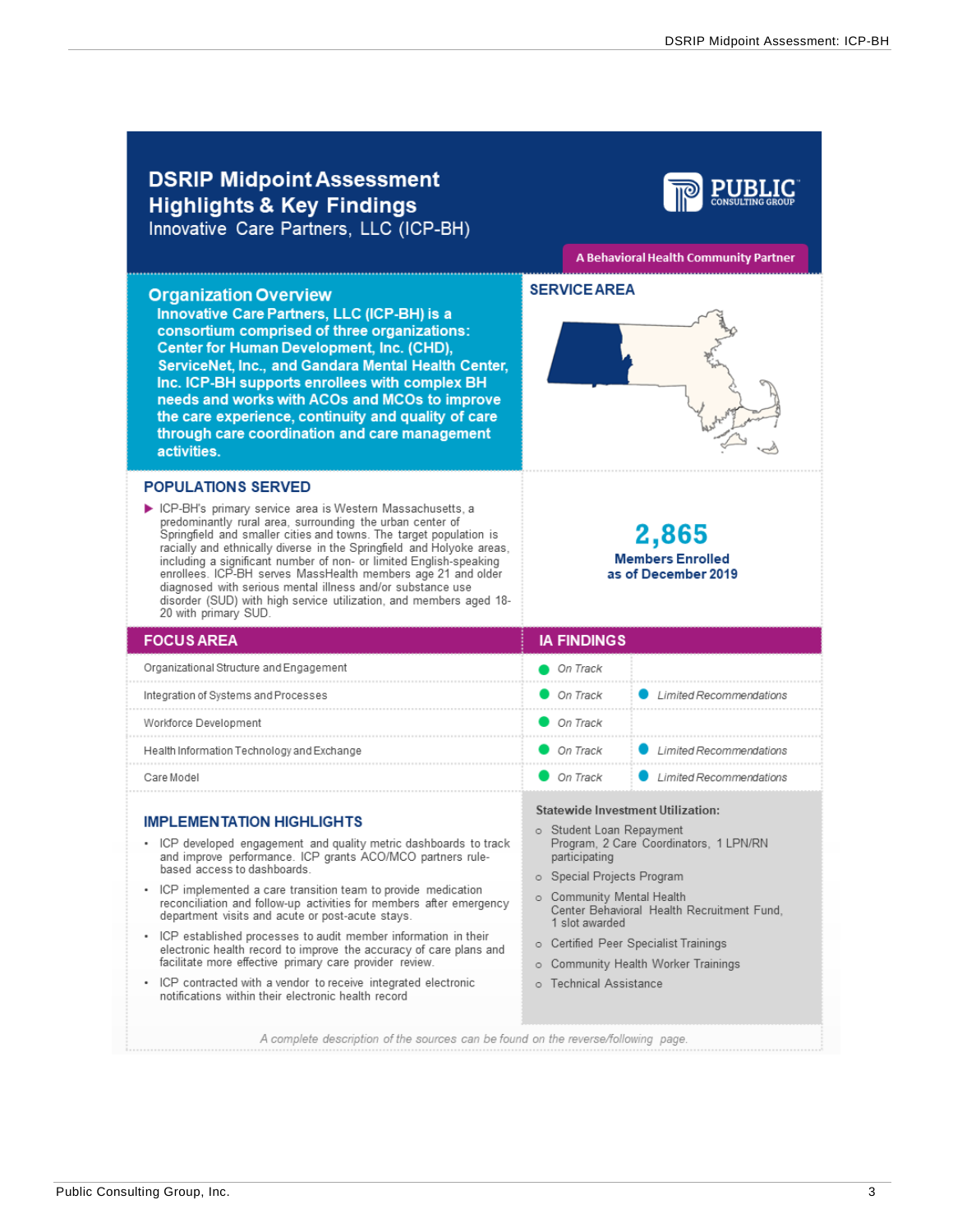# DSRIP Midpoint Assessment Highlights & Key Findings

Innovative Care Partners, LLC (ICP-BH)

A Behavioral Health Community Partner

## Organization Overview

**Innovative Care Partners, LLC (ICP-BH) is a consortium comprised of three organizations: Center for Human Development, Inc. (CHD), ServiceNet, Inc., and Gandara Mental Health Center, Inc. ICP-BH supports enrollees with complex BH needs and works with ACOs and MCOs to improve the care experience, continuity and quality of care through care coordination and care management activities.**

## SERVICE AREA

## POPULATIONS SERVED

- ICP-BH's primary service area is Western Massachusetts, a predominantly rural area, surrounding the urban center of Springfield and smaller cities and towns. The target population is racially and ethnically diverse in the Springfield and Holyoke areas, including a significant number of non- or limited English-speaking enrollees. ICP-BH serves MassHealth members age 21 and older diagnosed with serious mental illness and/or substance use disorder (SUD) with high service utilization, and members aged 18-20 with primary SUD.

**2,865**
**Members Enrolled as of December 2019**

| FOCUS AREA | IA FINDINGS | |
|---|---|---|
| Organizational Structure and Engagement | *On Track* | |
| Integration of Systems and Processes | *On Track* | *Limited Recommendations* |
| Workforce Development | *On Track* | |
| Health Information Technology and Exchange | *On Track* | *Limited Recommendations* |
| Care Model | *On Track* | *Limited Recommendations* |

## IMPLEMENTATION HIGHLIGHTS

- ICP developed engagement and quality metric dashboards to track and improve performance. ICP grants ACO/MCO partners rule-based access to dashboards.
- ICP implemented a care transition team to provide medication reconciliation and follow-up activities for members after emergency department visits and acute or post-acute stays.
- ICP established processes to audit member information in their electronic health record to improve the accuracy of care plans and facilitate more effective primary care provider review.
- ICP contracted with a vendor to receive integrated electronic notifications within their electronic health record

**Statewide Investment Utilization:**

- Student Loan Repayment Program, 2 Care Coordinators, 1 LPN/RN participating
- Special Projects Program
- Community Mental Health Center Behavioral Health Recruitment Fund, 1 slot awarded
- Certified Peer Specialist Trainings
- Community Health Worker Trainings
- Technical Assistance

*A complete description of the sources can be found on the reverse/following page.*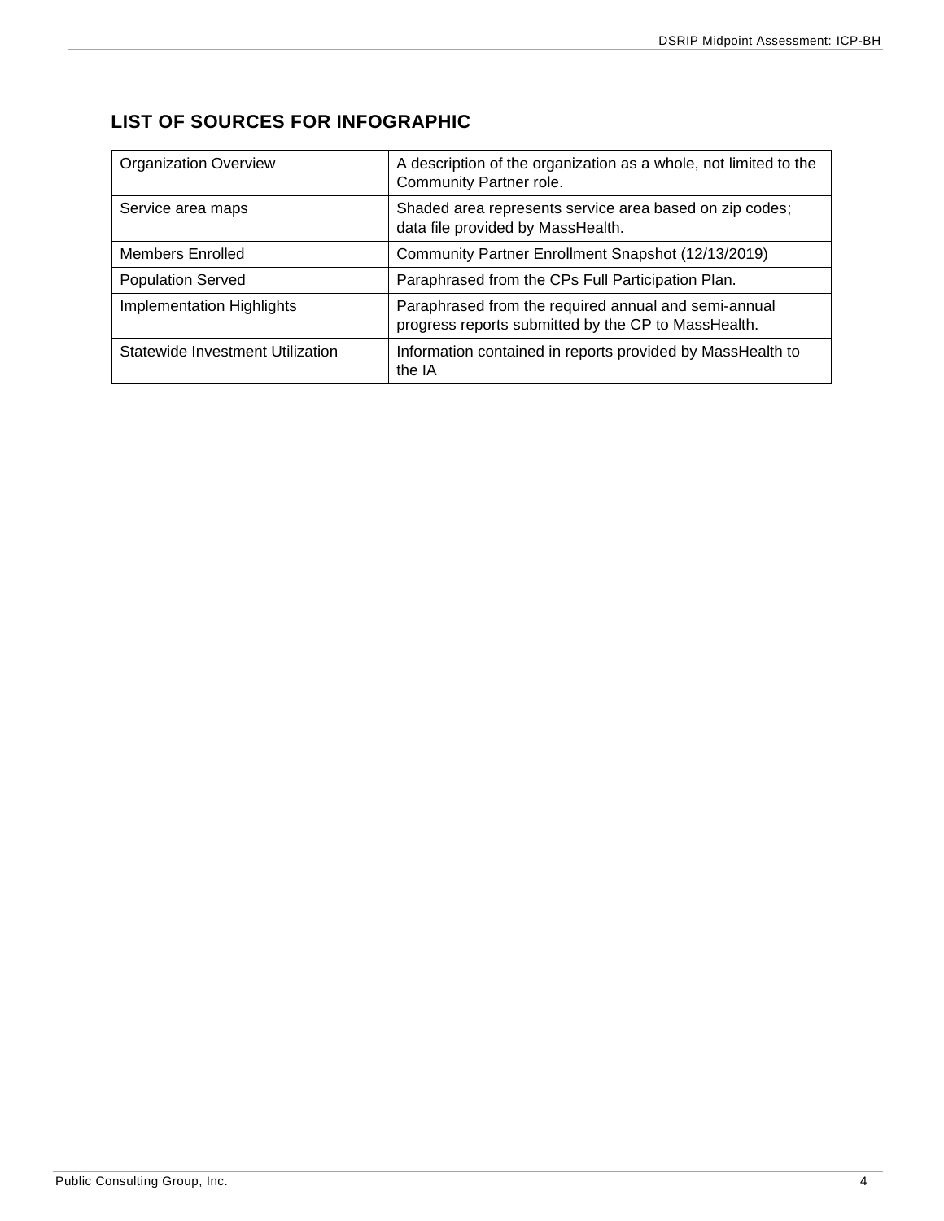## LIST OF SOURCES FOR INFOGRAPHIC

| | |
|---|---|
| Organization Overview | A description of the organization as a whole, not limited to the Community Partner role. |
| Service area maps | Shaded area represents service area based on zip codes; data file provided by MassHealth. |
| Members Enrolled | Community Partner Enrollment Snapshot (12/13/2019) |
| Population Served | Paraphrased from the CPs Full Participation Plan. |
| Implementation Highlights | Paraphrased from the required annual and semi-annual progress reports submitted by the CP to MassHealth. |
| Statewide Investment Utilization | Information contained in reports provided by MassHealth to the IA |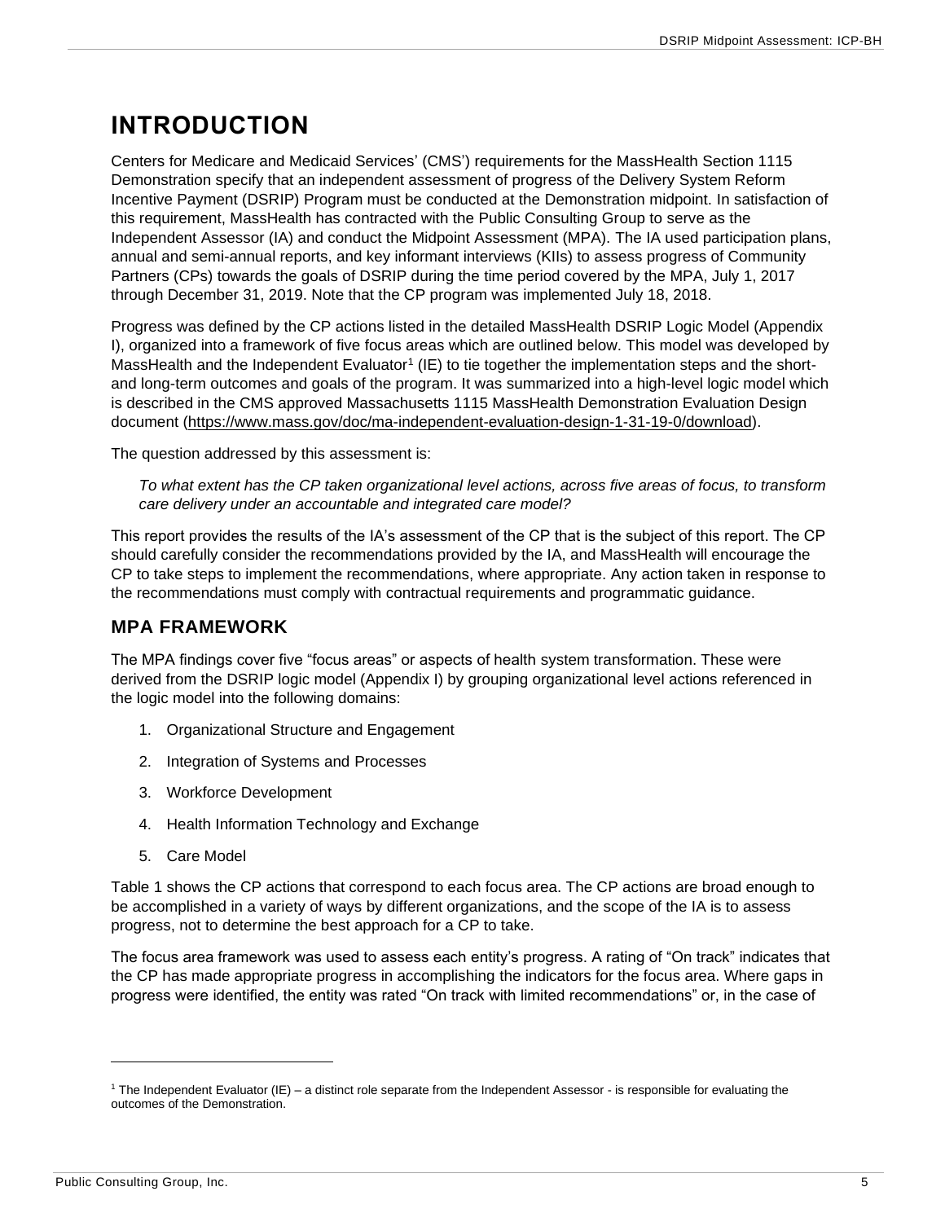# INTRODUCTION

Centers for Medicare and Medicaid Services' (CMS') requirements for the MassHealth Section 1115 Demonstration specify that an independent assessment of progress of the Delivery System Reform Incentive Payment (DSRIP) Program must be conducted at the Demonstration midpoint. In satisfaction of this requirement, MassHealth has contracted with the Public Consulting Group to serve as the Independent Assessor (IA) and conduct the Midpoint Assessment (MPA). The IA used participation plans, annual and semi-annual reports, and key informant interviews (KIIs) to assess progress of Community Partners (CPs) towards the goals of DSRIP during the time period covered by the MPA, July 1, 2017 through December 31, 2019. Note that the CP program was implemented July 18, 2018.

Progress was defined by the CP actions listed in the detailed MassHealth DSRIP Logic Model (Appendix I), organized into a framework of five focus areas which are outlined below. This model was developed by MassHealth and the Independent Evaluator[1] (IE) to tie together the implementation steps and the short- and long-term outcomes and goals of the program. It was summarized into a high-level logic model which is described in the CMS approved Massachusetts 1115 MassHealth Demonstration Evaluation Design document (https://www.mass.gov/doc/ma-independent-evaluation-design-1-31-19-0/download).

The question addressed by this assessment is:

*To what extent has the CP taken organizational level actions, across five areas of focus, to transform care delivery under an accountable and integrated care model?*

This report provides the results of the IA's assessment of the CP that is the subject of this report. The CP should carefully consider the recommendations provided by the IA, and MassHealth will encourage the CP to take steps to implement the recommendations, where appropriate. Any action taken in response to the recommendations must comply with contractual requirements and programmatic guidance.

## MPA FRAMEWORK

The MPA findings cover five "focus areas" or aspects of health system transformation. These were derived from the DSRIP logic model (Appendix I) by grouping organizational level actions referenced in the logic model into the following domains:

1. Organizational Structure and Engagement
2. Integration of Systems and Processes
3. Workforce Development
4. Health Information Technology and Exchange
5. Care Model

Table 1 shows the CP actions that correspond to each focus area. The CP actions are broad enough to be accomplished in a variety of ways by different organizations, and the scope of the IA is to assess progress, not to determine the best approach for a CP to take.

The focus area framework was used to assess each entity's progress. A rating of "On track" indicates that the CP has made appropriate progress in accomplishing the indicators for the focus area. Where gaps in progress were identified, the entity was rated "On track with limited recommendations" or, in the case of

[1] The Independent Evaluator (IE) – a distinct role separate from the Independent Assessor - is responsible for evaluating the outcomes of the Demonstration.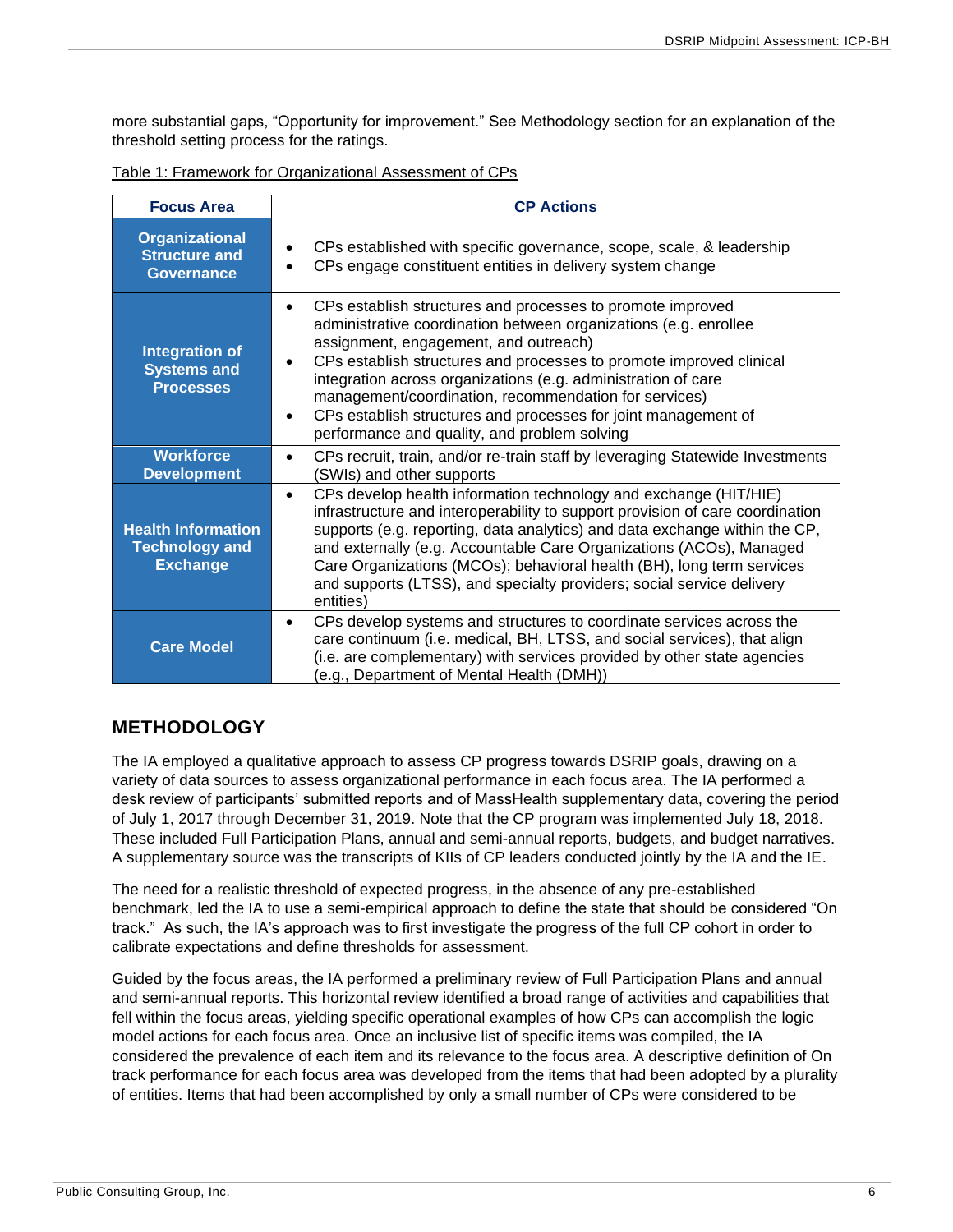more substantial gaps, "Opportunity for improvement." See Methodology section for an explanation of the threshold setting process for the ratings.

Table 1: Framework for Organizational Assessment of CPs

| Focus Area | CP Actions |
|---|---|
| **Organizational Structure and Governance** | • CPs established with specific governance, scope, scale, & leadership<br>• CPs engage constituent entities in delivery system change |
| **Integration of Systems and Processes** | • CPs establish structures and processes to promote improved administrative coordination between organizations (e.g. enrollee assignment, engagement, and outreach)<br>• CPs establish structures and processes to promote improved clinical integration across organizations (e.g. administration of care management/coordination, recommendation for services)<br>• CPs establish structures and processes for joint management of performance and quality, and problem solving |
| **Workforce Development** | • CPs recruit, train, and/or re-train staff by leveraging Statewide Investments (SWIs) and other supports |
| **Health Information Technology and Exchange** | • CPs develop health information technology and exchange (HIT/HIE) infrastructure and interoperability to support provision of care coordination supports (e.g. reporting, data analytics) and data exchange within the CP, and externally (e.g. Accountable Care Organizations (ACOs), Managed Care Organizations (MCOs); behavioral health (BH), long term services and supports (LTSS), and specialty providers; social service delivery entities) |
| **Care Model** | • CPs develop systems and structures to coordinate services across the care continuum (i.e. medical, BH, LTSS, and social services), that align (i.e. are complementary) with services provided by other state agencies (e.g., Department of Mental Health (DMH)) |

## METHODOLOGY

The IA employed a qualitative approach to assess CP progress towards DSRIP goals, drawing on a variety of data sources to assess organizational performance in each focus area. The IA performed a desk review of participants' submitted reports and of MassHealth supplementary data, covering the period of July 1, 2017 through December 31, 2019. Note that the CP program was implemented July 18, 2018. These included Full Participation Plans, annual and semi-annual reports, budgets, and budget narratives. A supplementary source was the transcripts of KIIs of CP leaders conducted jointly by the IA and the IE.

The need for a realistic threshold of expected progress, in the absence of any pre-established benchmark, led the IA to use a semi-empirical approach to define the state that should be considered "On track." As such, the IA's approach was to first investigate the progress of the full CP cohort in order to calibrate expectations and define thresholds for assessment.

Guided by the focus areas, the IA performed a preliminary review of Full Participation Plans and annual and semi-annual reports. This horizontal review identified a broad range of activities and capabilities that fell within the focus areas, yielding specific operational examples of how CPs can accomplish the logic model actions for each focus area. Once an inclusive list of specific items was compiled, the IA considered the prevalence of each item and its relevance to the focus area. A descriptive definition of On track performance for each focus area was developed from the items that had been adopted by a plurality of entities. Items that had been accomplished by only a small number of CPs were considered to be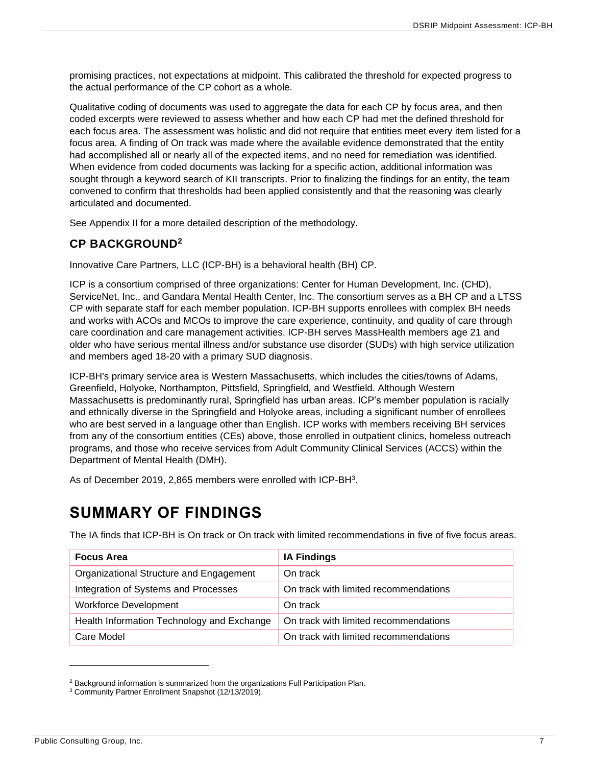promising practices, not expectations at midpoint. This calibrated the threshold for expected progress to the actual performance of the CP cohort as a whole.

Qualitative coding of documents was used to aggregate the data for each CP by focus area, and then coded excerpts were reviewed to assess whether and how each CP had met the defined threshold for each focus area. The assessment was holistic and did not require that entities meet every item listed for a focus area. A finding of On track was made where the available evidence demonstrated that the entity had accomplished all or nearly all of the expected items, and no need for remediation was identified. When evidence from coded documents was lacking for a specific action, additional information was sought through a keyword search of KII transcripts. Prior to finalizing the findings for an entity, the team convened to confirm that thresholds had been applied consistently and that the reasoning was clearly articulated and documented.

See Appendix II for a more detailed description of the methodology.

### CP BACKGROUND[2]

Innovative Care Partners, LLC (ICP-BH) is a behavioral health (BH) CP.

ICP is a consortium comprised of three organizations: Center for Human Development, Inc. (CHD), ServiceNet, Inc., and Gandara Mental Health Center, Inc. The consortium serves as a BH CP and a LTSS CP with separate staff for each member population. ICP-BH supports enrollees with complex BH needs and works with ACOs and MCOs to improve the care experience, continuity, and quality of care through care coordination and care management activities. ICP-BH serves MassHealth members age 21 and older who have serious mental illness and/or substance use disorder (SUDs) with high service utilization and members aged 18-20 with a primary SUD diagnosis.

ICP-BH's primary service area is Western Massachusetts, which includes the cities/towns of Adams, Greenfield, Holyoke, Northampton, Pittsfield, Springfield, and Westfield. Although Western Massachusetts is predominantly rural, Springfield has urban areas. ICP's member population is racially and ethnically diverse in the Springfield and Holyoke areas, including a significant number of enrollees who are best served in a language other than English. ICP works with members receiving BH services from any of the consortium entities (CEs) above, those enrolled in outpatient clinics, homeless outreach programs, and those who receive services from Adult Community Clinical Services (ACCS) within the Department of Mental Health (DMH).

As of December 2019, 2,865 members were enrolled with ICP-BH[3].

## SUMMARY OF FINDINGS

The IA finds that ICP-BH is On track or On track with limited recommendations in five of five focus areas.

| Focus Area | IA Findings |
|---|---|
| Organizational Structure and Engagement | On track |
| Integration of Systems and Processes | On track with limited recommendations |
| Workforce Development | On track |
| Health Information Technology and Exchange | On track with limited recommendations |
| Care Model | On track with limited recommendations |

[2] Background information is summarized from the organizations Full Participation Plan.

[3] Community Partner Enrollment Snapshot (12/13/2019).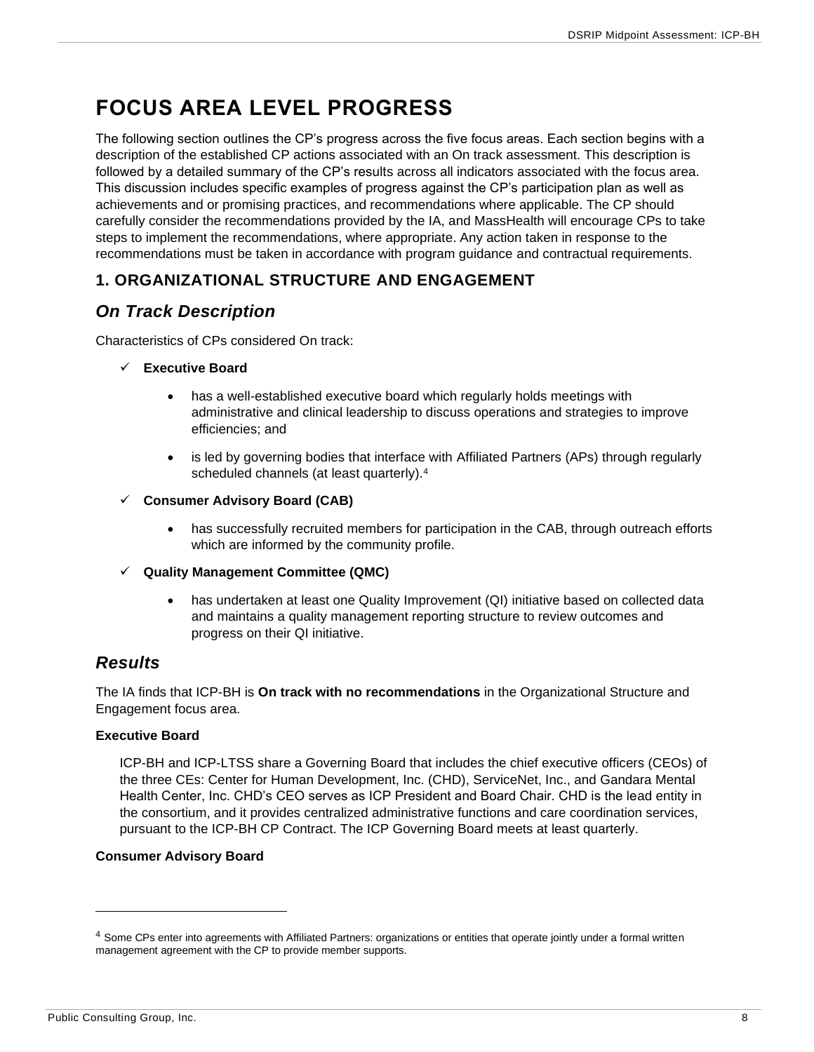# FOCUS AREA LEVEL PROGRESS

The following section outlines the CP's progress across the five focus areas. Each section begins with a description of the established CP actions associated with an On track assessment. This description is followed by a detailed summary of the CP's results across all indicators associated with the focus area. This discussion includes specific examples of progress against the CP's participation plan as well as achievements and or promising practices, and recommendations where applicable. The CP should carefully consider the recommendations provided by the IA, and MassHealth will encourage CPs to take steps to implement the recommendations, where appropriate. Any action taken in response to the recommendations must be taken in accordance with program guidance and contractual requirements.

## 1. ORGANIZATIONAL STRUCTURE AND ENGAGEMENT

### *On Track Description*

Characteristics of CPs considered On track:

- ✓ **Executive Board**
  - has a well-established executive board which regularly holds meetings with administrative and clinical leadership to discuss operations and strategies to improve efficiencies; and
  - is led by governing bodies that interface with Affiliated Partners (APs) through regularly scheduled channels (at least quarterly).[4]
- ✓ **Consumer Advisory Board (CAB)**
  - has successfully recruited members for participation in the CAB, through outreach efforts which are informed by the community profile.
- ✓ **Quality Management Committee (QMC)**
  - has undertaken at least one Quality Improvement (QI) initiative based on collected data and maintains a quality management reporting structure to review outcomes and progress on their QI initiative.

### *Results*

The IA finds that ICP-BH is **On track with no recommendations** in the Organizational Structure and Engagement focus area.

**Executive Board**

ICP-BH and ICP-LTSS share a Governing Board that includes the chief executive officers (CEOs) of the three CEs: Center for Human Development, Inc. (CHD), ServiceNet, Inc., and Gandara Mental Health Center, Inc. CHD's CEO serves as ICP President and Board Chair. CHD is the lead entity in the consortium, and it provides centralized administrative functions and care coordination services, pursuant to the ICP-BH CP Contract. The ICP Governing Board meets at least quarterly.

**Consumer Advisory Board**

---

[4] Some CPs enter into agreements with Affiliated Partners: organizations or entities that operate jointly under a formal written management agreement with the CP to provide member supports.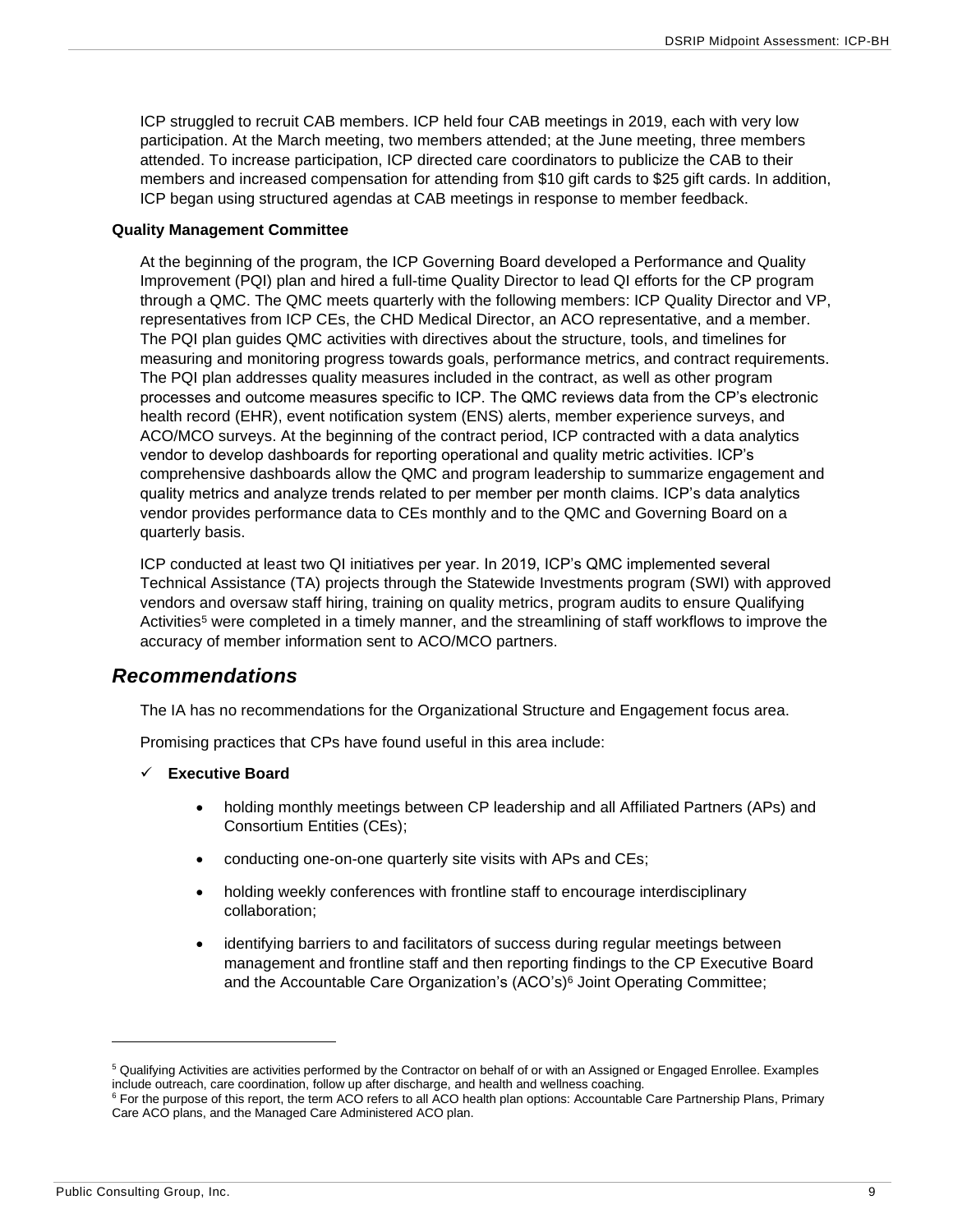ICP struggled to recruit CAB members. ICP held four CAB meetings in 2019, each with very low participation. At the March meeting, two members attended; at the June meeting, three members attended. To increase participation, ICP directed care coordinators to publicize the CAB to their members and increased compensation for attending from $10 gift cards to $25 gift cards. In addition, ICP began using structured agendas at CAB meetings in response to member feedback.

**Quality Management Committee**

At the beginning of the program, the ICP Governing Board developed a Performance and Quality Improvement (PQI) plan and hired a full-time Quality Director to lead QI efforts for the CP program through a QMC. The QMC meets quarterly with the following members: ICP Quality Director and VP, representatives from ICP CEs, the CHD Medical Director, an ACO representative, and a member. The PQI plan guides QMC activities with directives about the structure, tools, and timelines for measuring and monitoring progress towards goals, performance metrics, and contract requirements. The PQI plan addresses quality measures included in the contract, as well as other program processes and outcome measures specific to ICP. The QMC reviews data from the CP's electronic health record (EHR), event notification system (ENS) alerts, member experience surveys, and ACO/MCO surveys. At the beginning of the contract period, ICP contracted with a data analytics vendor to develop dashboards for reporting operational and quality metric activities. ICP's comprehensive dashboards allow the QMC and program leadership to summarize engagement and quality metrics and analyze trends related to per member per month claims. ICP's data analytics vendor provides performance data to CEs monthly and to the QMC and Governing Board on a quarterly basis.

ICP conducted at least two QI initiatives per year. In 2019, ICP's QMC implemented several Technical Assistance (TA) projects through the Statewide Investments program (SWI) with approved vendors and oversaw staff hiring, training on quality metrics, program audits to ensure Qualifying Activities[5] were completed in a timely manner, and the streamlining of staff workflows to improve the accuracy of member information sent to ACO/MCO partners.

## *Recommendations*

The IA has no recommendations for the Organizational Structure and Engagement focus area.

Promising practices that CPs have found useful in this area include:

✓ **Executive Board**

- holding monthly meetings between CP leadership and all Affiliated Partners (APs) and Consortium Entities (CEs);
- conducting one-on-one quarterly site visits with APs and CEs;
- holding weekly conferences with frontline staff to encourage interdisciplinary collaboration;
- identifying barriers to and facilitators of success during regular meetings between management and frontline staff and then reporting findings to the CP Executive Board and the Accountable Care Organization's (ACO's)[6] Joint Operating Committee;

---

[5] Qualifying Activities are activities performed by the Contractor on behalf of or with an Assigned or Engaged Enrollee. Examples include outreach, care coordination, follow up after discharge, and health and wellness coaching.

[6] For the purpose of this report, the term ACO refers to all ACO health plan options: Accountable Care Partnership Plans, Primary Care ACO plans, and the Managed Care Administered ACO plan.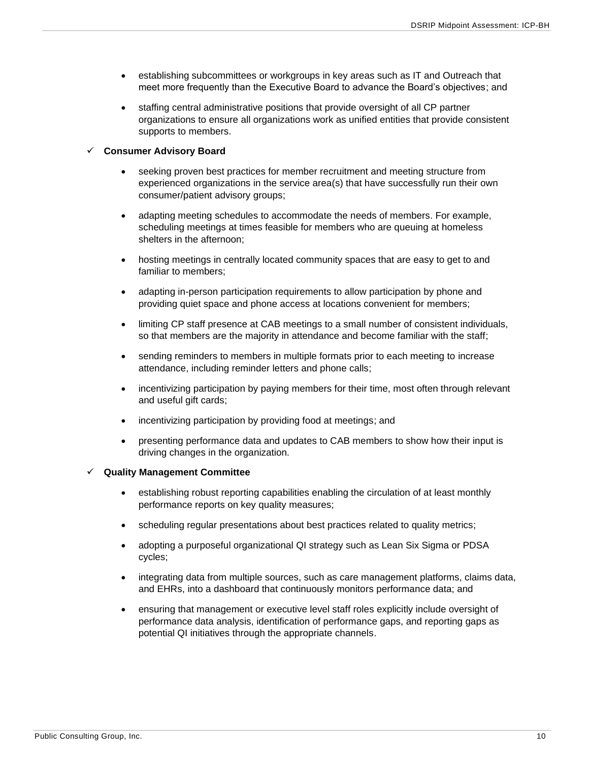- establishing subcommittees or workgroups in key areas such as IT and Outreach that meet more frequently than the Executive Board to advance the Board's objectives; and
- staffing central administrative positions that provide oversight of all CP partner organizations to ensure all organizations work as unified entities that provide consistent supports to members.

✓ **Consumer Advisory Board**

- seeking proven best practices for member recruitment and meeting structure from experienced organizations in the service area(s) that have successfully run their own consumer/patient advisory groups;
- adapting meeting schedules to accommodate the needs of members. For example, scheduling meetings at times feasible for members who are queuing at homeless shelters in the afternoon;
- hosting meetings in centrally located community spaces that are easy to get to and familiar to members;
- adapting in-person participation requirements to allow participation by phone and providing quiet space and phone access at locations convenient for members;
- limiting CP staff presence at CAB meetings to a small number of consistent individuals, so that members are the majority in attendance and become familiar with the staff;
- sending reminders to members in multiple formats prior to each meeting to increase attendance, including reminder letters and phone calls;
- incentivizing participation by paying members for their time, most often through relevant and useful gift cards;
- incentivizing participation by providing food at meetings; and
- presenting performance data and updates to CAB members to show how their input is driving changes in the organization.

✓ **Quality Management Committee**

- establishing robust reporting capabilities enabling the circulation of at least monthly performance reports on key quality measures;
- scheduling regular presentations about best practices related to quality metrics;
- adopting a purposeful organizational QI strategy such as Lean Six Sigma or PDSA cycles;
- integrating data from multiple sources, such as care management platforms, claims data, and EHRs, into a dashboard that continuously monitors performance data; and
- ensuring that management or executive level staff roles explicitly include oversight of performance data analysis, identification of performance gaps, and reporting gaps as potential QI initiatives through the appropriate channels.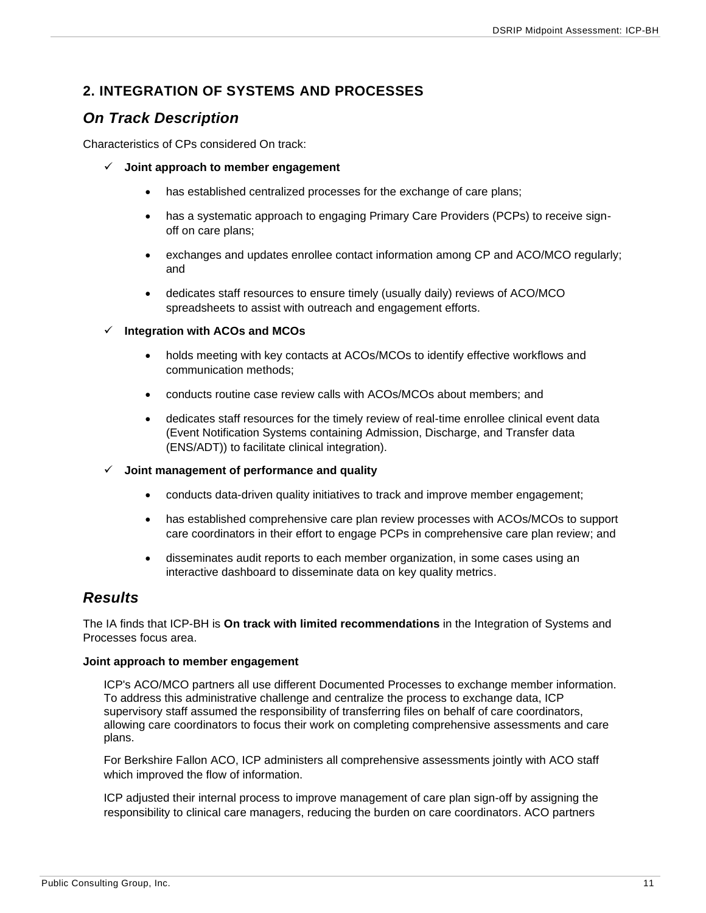## 2. INTEGRATION OF SYSTEMS AND PROCESSES

### *On Track Description*

Characteristics of CPs considered On track:

- ✓ **Joint approach to member engagement**
  - has established centralized processes for the exchange of care plans;
  - has a systematic approach to engaging Primary Care Providers (PCPs) to receive sign-off on care plans;
  - exchanges and updates enrollee contact information among CP and ACO/MCO regularly; and
  - dedicates staff resources to ensure timely (usually daily) reviews of ACO/MCO spreadsheets to assist with outreach and engagement efforts.
- ✓ **Integration with ACOs and MCOs**
  - holds meeting with key contacts at ACOs/MCOs to identify effective workflows and communication methods;
  - conducts routine case review calls with ACOs/MCOs about members; and
  - dedicates staff resources for the timely review of real-time enrollee clinical event data (Event Notification Systems containing Admission, Discharge, and Transfer data (ENS/ADT)) to facilitate clinical integration).
- ✓ **Joint management of performance and quality**
  - conducts data-driven quality initiatives to track and improve member engagement;
  - has established comprehensive care plan review processes with ACOs/MCOs to support care coordinators in their effort to engage PCPs in comprehensive care plan review; and
  - disseminates audit reports to each member organization, in some cases using an interactive dashboard to disseminate data on key quality metrics.

### *Results*

The IA finds that ICP-BH is **On track with limited recommendations** in the Integration of Systems and Processes focus area.

**Joint approach to member engagement**

ICP's ACO/MCO partners all use different Documented Processes to exchange member information. To address this administrative challenge and centralize the process to exchange data, ICP supervisory staff assumed the responsibility of transferring files on behalf of care coordinators, allowing care coordinators to focus their work on completing comprehensive assessments and care plans.

For Berkshire Fallon ACO, ICP administers all comprehensive assessments jointly with ACO staff which improved the flow of information.

ICP adjusted their internal process to improve management of care plan sign-off by assigning the responsibility to clinical care managers, reducing the burden on care coordinators. ACO partners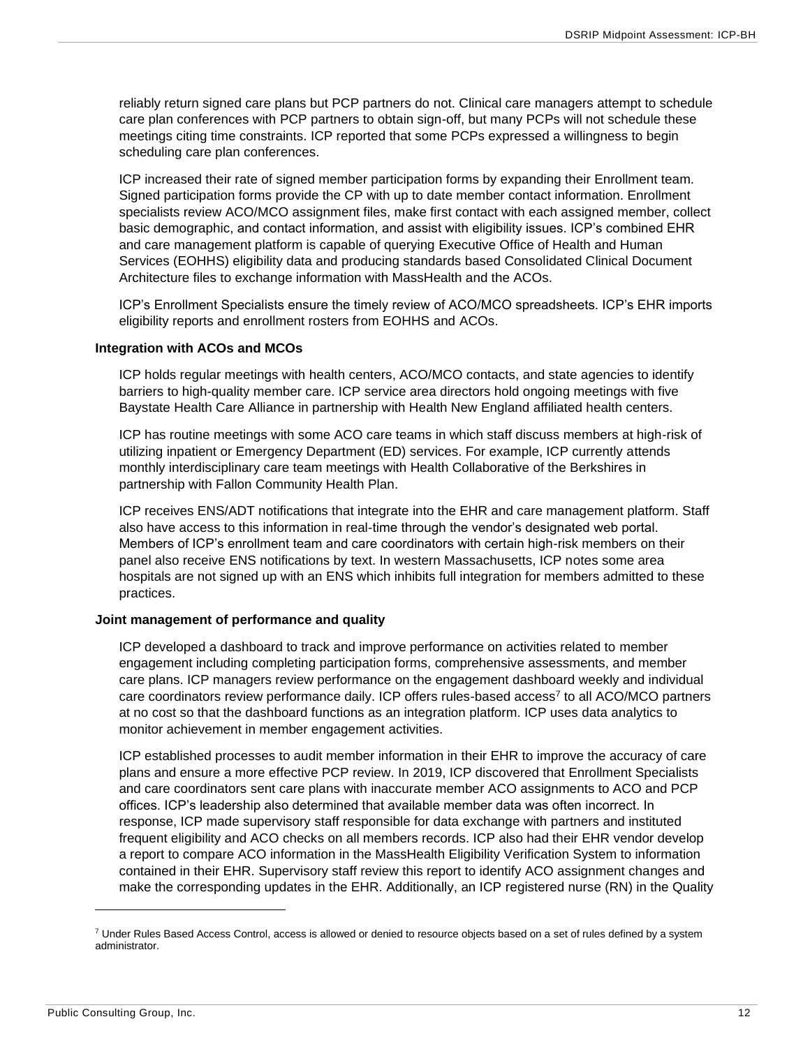reliably return signed care plans but PCP partners do not. Clinical care managers attempt to schedule care plan conferences with PCP partners to obtain sign-off, but many PCPs will not schedule these meetings citing time constraints. ICP reported that some PCPs expressed a willingness to begin scheduling care plan conferences.

ICP increased their rate of signed member participation forms by expanding their Enrollment team. Signed participation forms provide the CP with up to date member contact information. Enrollment specialists review ACO/MCO assignment files, make first contact with each assigned member, collect basic demographic, and contact information, and assist with eligibility issues. ICP's combined EHR and care management platform is capable of querying Executive Office of Health and Human Services (EOHHS) eligibility data and producing standards based Consolidated Clinical Document Architecture files to exchange information with MassHealth and the ACOs.

ICP's Enrollment Specialists ensure the timely review of ACO/MCO spreadsheets. ICP's EHR imports eligibility reports and enrollment rosters from EOHHS and ACOs.

**Integration with ACOs and MCOs**

ICP holds regular meetings with health centers, ACO/MCO contacts, and state agencies to identify barriers to high-quality member care. ICP service area directors hold ongoing meetings with five Baystate Health Care Alliance in partnership with Health New England affiliated health centers.

ICP has routine meetings with some ACO care teams in which staff discuss members at high-risk of utilizing inpatient or Emergency Department (ED) services. For example, ICP currently attends monthly interdisciplinary care team meetings with Health Collaborative of the Berkshires in partnership with Fallon Community Health Plan.

ICP receives ENS/ADT notifications that integrate into the EHR and care management platform. Staff also have access to this information in real-time through the vendor's designated web portal. Members of ICP's enrollment team and care coordinators with certain high-risk members on their panel also receive ENS notifications by text. In western Massachusetts, ICP notes some area hospitals are not signed up with an ENS which inhibits full integration for members admitted to these practices.

**Joint management of performance and quality**

ICP developed a dashboard to track and improve performance on activities related to member engagement including completing participation forms, comprehensive assessments, and member care plans. ICP managers review performance on the engagement dashboard weekly and individual care coordinators review performance daily. ICP offers rules-based access[7] to all ACO/MCO partners at no cost so that the dashboard functions as an integration platform. ICP uses data analytics to monitor achievement in member engagement activities.

ICP established processes to audit member information in their EHR to improve the accuracy of care plans and ensure a more effective PCP review. In 2019, ICP discovered that Enrollment Specialists and care coordinators sent care plans with inaccurate member ACO assignments to ACO and PCP offices. ICP's leadership also determined that available member data was often incorrect. In response, ICP made supervisory staff responsible for data exchange with partners and instituted frequent eligibility and ACO checks on all members records. ICP also had their EHR vendor develop a report to compare ACO information in the MassHealth Eligibility Verification System to information contained in their EHR. Supervisory staff review this report to identify ACO assignment changes and make the corresponding updates in the EHR. Additionally, an ICP registered nurse (RN) in the Quality

[7] Under Rules Based Access Control, access is allowed or denied to resource objects based on a set of rules defined by a system administrator.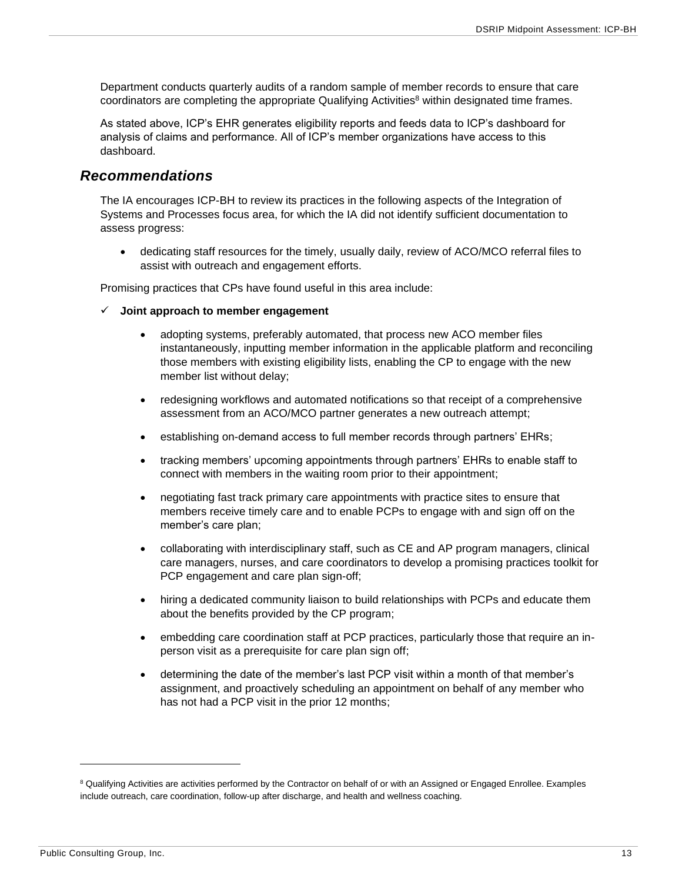Department conducts quarterly audits of a random sample of member records to ensure that care coordinators are completing the appropriate Qualifying Activities[8] within designated time frames.

As stated above, ICP's EHR generates eligibility reports and feeds data to ICP's dashboard for analysis of claims and performance. All of ICP's member organizations have access to this dashboard.

## *Recommendations*

The IA encourages ICP-BH to review its practices in the following aspects of the Integration of Systems and Processes focus area, for which the IA did not identify sufficient documentation to assess progress:

- dedicating staff resources for the timely, usually daily, review of ACO/MCO referral files to assist with outreach and engagement efforts.

Promising practices that CPs have found useful in this area include:

✓ **Joint approach to member engagement**

- adopting systems, preferably automated, that process new ACO member files instantaneously, inputting member information in the applicable platform and reconciling those members with existing eligibility lists, enabling the CP to engage with the new member list without delay;
- redesigning workflows and automated notifications so that receipt of a comprehensive assessment from an ACO/MCO partner generates a new outreach attempt;
- establishing on-demand access to full member records through partners' EHRs;
- tracking members' upcoming appointments through partners' EHRs to enable staff to connect with members in the waiting room prior to their appointment;
- negotiating fast track primary care appointments with practice sites to ensure that members receive timely care and to enable PCPs to engage with and sign off on the member's care plan;
- collaborating with interdisciplinary staff, such as CE and AP program managers, clinical care managers, nurses, and care coordinators to develop a promising practices toolkit for PCP engagement and care plan sign-off;
- hiring a dedicated community liaison to build relationships with PCPs and educate them about the benefits provided by the CP program;
- embedding care coordination staff at PCP practices, particularly those that require an in-person visit as a prerequisite for care plan sign off;
- determining the date of the member's last PCP visit within a month of that member's assignment, and proactively scheduling an appointment on behalf of any member who has not had a PCP visit in the prior 12 months;

---

[8] Qualifying Activities are activities performed by the Contractor on behalf of or with an Assigned or Engaged Enrollee. Examples include outreach, care coordination, follow-up after discharge, and health and wellness coaching.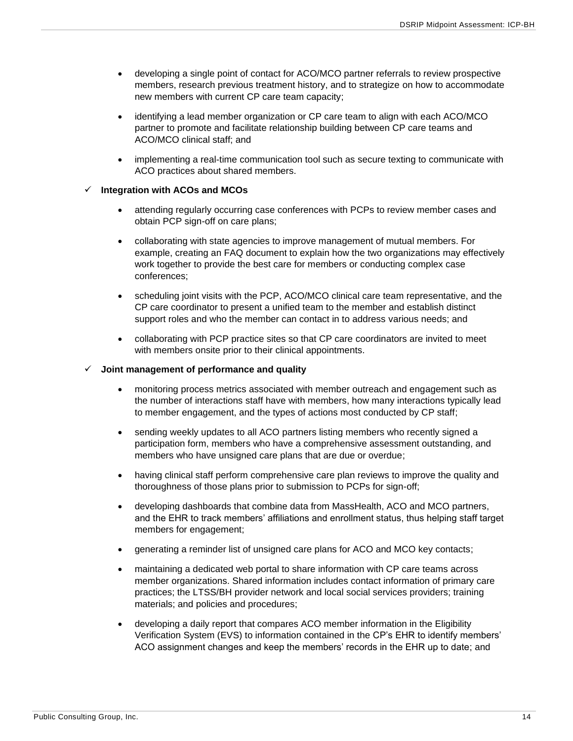- developing a single point of contact for ACO/MCO partner referrals to review prospective members, research previous treatment history, and to strategize on how to accommodate new members with current CP care team capacity;
- identifying a lead member organization or CP care team to align with each ACO/MCO partner to promote and facilitate relationship building between CP care teams and ACO/MCO clinical staff; and
- implementing a real-time communication tool such as secure texting to communicate with ACO practices about shared members.

✓ **Integration with ACOs and MCOs**

- attending regularly occurring case conferences with PCPs to review member cases and obtain PCP sign-off on care plans;
- collaborating with state agencies to improve management of mutual members. For example, creating an FAQ document to explain how the two organizations may effectively work together to provide the best care for members or conducting complex case conferences;
- scheduling joint visits with the PCP, ACO/MCO clinical care team representative, and the CP care coordinator to present a unified team to the member and establish distinct support roles and who the member can contact in to address various needs; and
- collaborating with PCP practice sites so that CP care coordinators are invited to meet with members onsite prior to their clinical appointments.

✓ **Joint management of performance and quality**

- monitoring process metrics associated with member outreach and engagement such as the number of interactions staff have with members, how many interactions typically lead to member engagement, and the types of actions most conducted by CP staff;
- sending weekly updates to all ACO partners listing members who recently signed a participation form, members who have a comprehensive assessment outstanding, and members who have unsigned care plans that are due or overdue;
- having clinical staff perform comprehensive care plan reviews to improve the quality and thoroughness of those plans prior to submission to PCPs for sign-off;
- developing dashboards that combine data from MassHealth, ACO and MCO partners, and the EHR to track members' affiliations and enrollment status, thus helping staff target members for engagement;
- generating a reminder list of unsigned care plans for ACO and MCO key contacts;
- maintaining a dedicated web portal to share information with CP care teams across member organizations. Shared information includes contact information of primary care practices; the LTSS/BH provider network and local social services providers; training materials; and policies and procedures;
- developing a daily report that compares ACO member information in the Eligibility Verification System (EVS) to information contained in the CP's EHR to identify members' ACO assignment changes and keep the members' records in the EHR up to date; and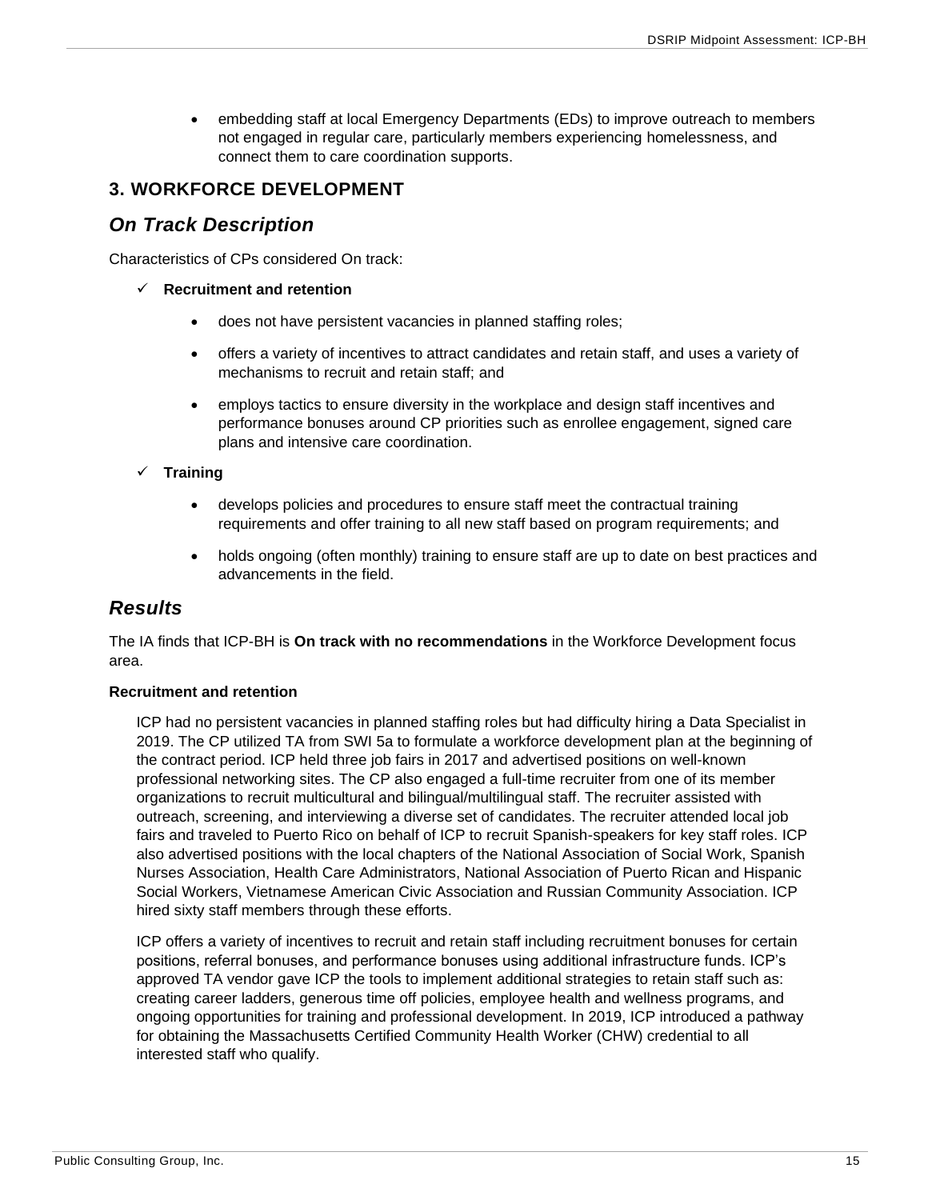- embedding staff at local Emergency Departments (EDs) to improve outreach to members not engaged in regular care, particularly members experiencing homelessness, and connect them to care coordination supports.

## 3. WORKFORCE DEVELOPMENT

### *On Track Description*

Characteristics of CPs considered On track:

✓ **Recruitment and retention**

- does not have persistent vacancies in planned staffing roles;
- offers a variety of incentives to attract candidates and retain staff, and uses a variety of mechanisms to recruit and retain staff; and
- employs tactics to ensure diversity in the workplace and design staff incentives and performance bonuses around CP priorities such as enrollee engagement, signed care plans and intensive care coordination.

✓ **Training**

- develops policies and procedures to ensure staff meet the contractual training requirements and offer training to all new staff based on program requirements; and
- holds ongoing (often monthly) training to ensure staff are up to date on best practices and advancements in the field.

### *Results*

The IA finds that ICP-BH is **On track with no recommendations** in the Workforce Development focus area.

**Recruitment and retention**

ICP had no persistent vacancies in planned staffing roles but had difficulty hiring a Data Specialist in 2019. The CP utilized TA from SWI 5a to formulate a workforce development plan at the beginning of the contract period. ICP held three job fairs in 2017 and advertised positions on well-known professional networking sites. The CP also engaged a full-time recruiter from one of its member organizations to recruit multicultural and bilingual/multilingual staff. The recruiter assisted with outreach, screening, and interviewing a diverse set of candidates. The recruiter attended local job fairs and traveled to Puerto Rico on behalf of ICP to recruit Spanish-speakers for key staff roles. ICP also advertised positions with the local chapters of the National Association of Social Work, Spanish Nurses Association, Health Care Administrators, National Association of Puerto Rican and Hispanic Social Workers, Vietnamese American Civic Association and Russian Community Association. ICP hired sixty staff members through these efforts.

ICP offers a variety of incentives to recruit and retain staff including recruitment bonuses for certain positions, referral bonuses, and performance bonuses using additional infrastructure funds. ICP's approved TA vendor gave ICP the tools to implement additional strategies to retain staff such as: creating career ladders, generous time off policies, employee health and wellness programs, and ongoing opportunities for training and professional development. In 2019, ICP introduced a pathway for obtaining the Massachusetts Certified Community Health Worker (CHW) credential to all interested staff who qualify.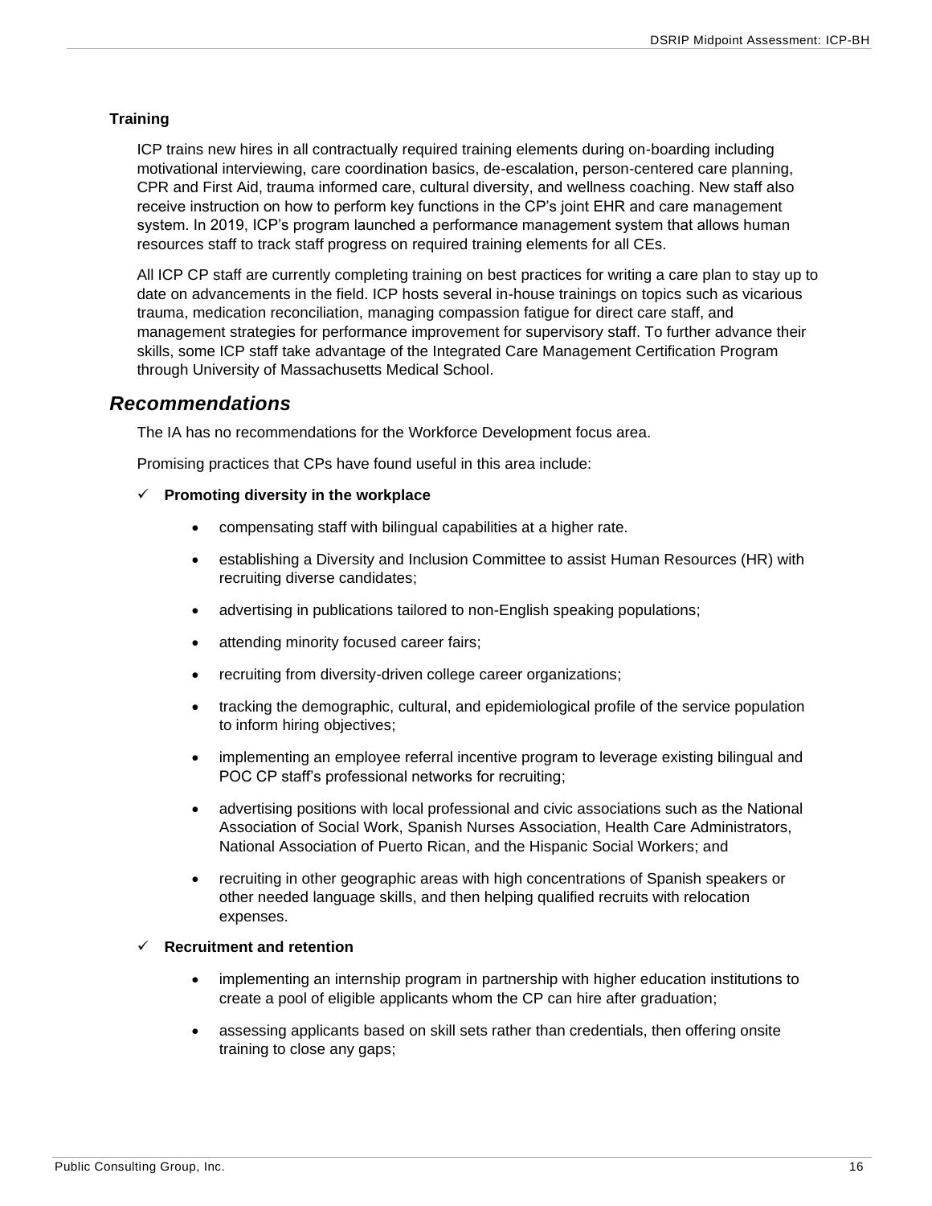**Training**

ICP trains new hires in all contractually required training elements during on-boarding including motivational interviewing, care coordination basics, de-escalation, person-centered care planning, CPR and First Aid, trauma informed care, cultural diversity, and wellness coaching. New staff also receive instruction on how to perform key functions in the CP's joint EHR and care management system. In 2019, ICP's program launched a performance management system that allows human resources staff to track staff progress on required training elements for all CEs.

All ICP CP staff are currently completing training on best practices for writing a care plan to stay up to date on advancements in the field. ICP hosts several in-house trainings on topics such as vicarious trauma, medication reconciliation, managing compassion fatigue for direct care staff, and management strategies for performance improvement for supervisory staff. To further advance their skills, some ICP staff take advantage of the Integrated Care Management Certification Program through University of Massachusetts Medical School.

## *Recommendations*

The IA has no recommendations for the Workforce Development focus area.

Promising practices that CPs have found useful in this area include:

✓ **Promoting diversity in the workplace**

- compensating staff with bilingual capabilities at a higher rate.
- establishing a Diversity and Inclusion Committee to assist Human Resources (HR) with recruiting diverse candidates;
- advertising in publications tailored to non-English speaking populations;
- attending minority focused career fairs;
- recruiting from diversity-driven college career organizations;
- tracking the demographic, cultural, and epidemiological profile of the service population to inform hiring objectives;
- implementing an employee referral incentive program to leverage existing bilingual and POC CP staff's professional networks for recruiting;
- advertising positions with local professional and civic associations such as the National Association of Social Work, Spanish Nurses Association, Health Care Administrators, National Association of Puerto Rican, and the Hispanic Social Workers; and
- recruiting in other geographic areas with high concentrations of Spanish speakers or other needed language skills, and then helping qualified recruits with relocation expenses.

✓ **Recruitment and retention**

- implementing an internship program in partnership with higher education institutions to create a pool of eligible applicants whom the CP can hire after graduation;
- assessing applicants based on skill sets rather than credentials, then offering onsite training to close any gaps;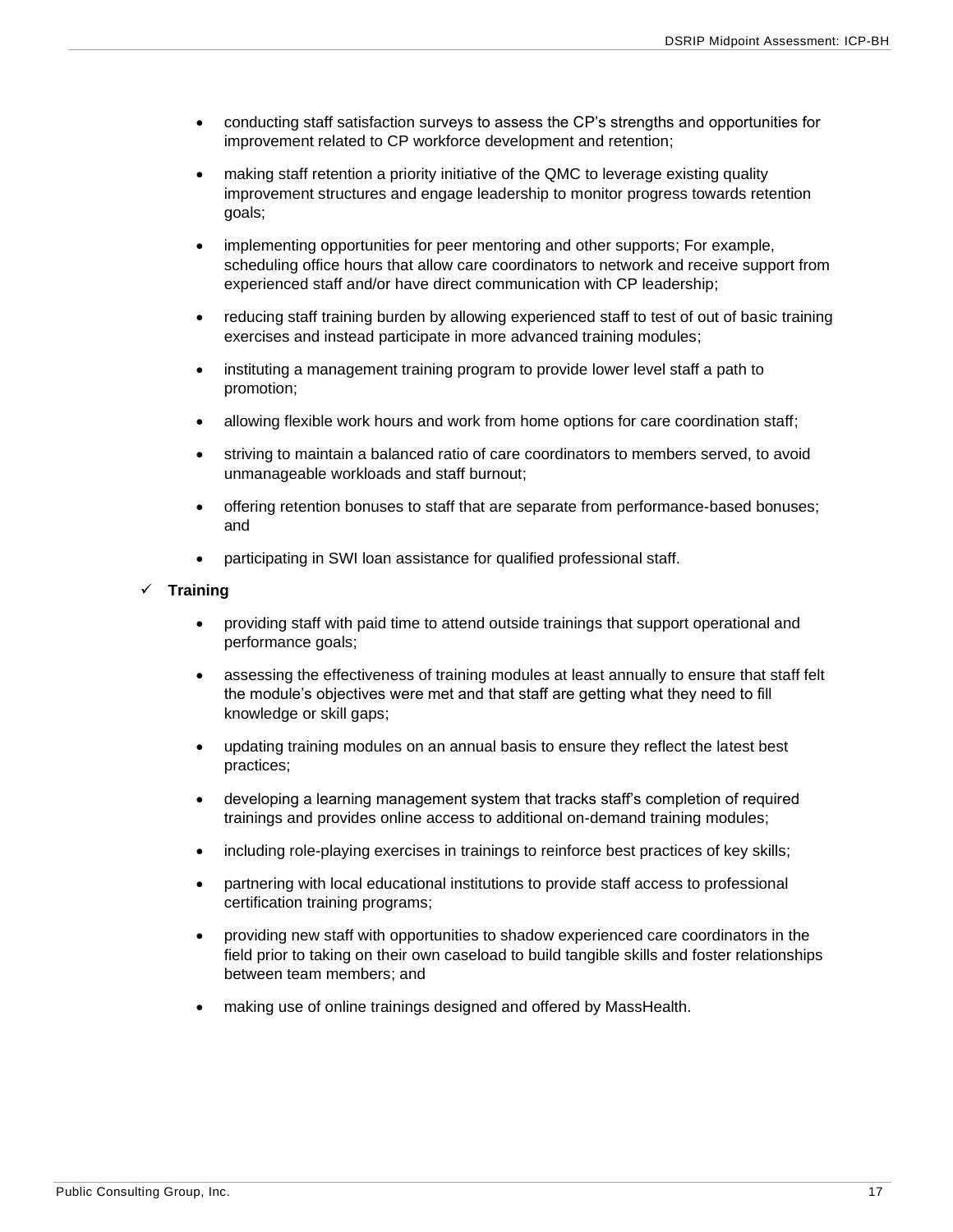- conducting staff satisfaction surveys to assess the CP's strengths and opportunities for improvement related to CP workforce development and retention;

- making staff retention a priority initiative of the QMC to leverage existing quality improvement structures and engage leadership to monitor progress towards retention goals;

- implementing opportunities for peer mentoring and other supports; For example, scheduling office hours that allow care coordinators to network and receive support from experienced staff and/or have direct communication with CP leadership;

- reducing staff training burden by allowing experienced staff to test of out of basic training exercises and instead participate in more advanced training modules;

- instituting a management training program to provide lower level staff a path to promotion;

- allowing flexible work hours and work from home options for care coordination staff;

- striving to maintain a balanced ratio of care coordinators to members served, to avoid unmanageable workloads and staff burnout;

- offering retention bonuses to staff that are separate from performance-based bonuses; and

- participating in SWI loan assistance for qualified professional staff.

✓ **Training**

- providing staff with paid time to attend outside trainings that support operational and performance goals;

- assessing the effectiveness of training modules at least annually to ensure that staff felt the module's objectives were met and that staff are getting what they need to fill knowledge or skill gaps;

- updating training modules on an annual basis to ensure they reflect the latest best practices;

- developing a learning management system that tracks staff's completion of required trainings and provides online access to additional on-demand training modules;

- including role-playing exercises in trainings to reinforce best practices of key skills;

- partnering with local educational institutions to provide staff access to professional certification training programs;

- providing new staff with opportunities to shadow experienced care coordinators in the field prior to taking on their own caseload to build tangible skills and foster relationships between team members; and

- making use of online trainings designed and offered by MassHealth.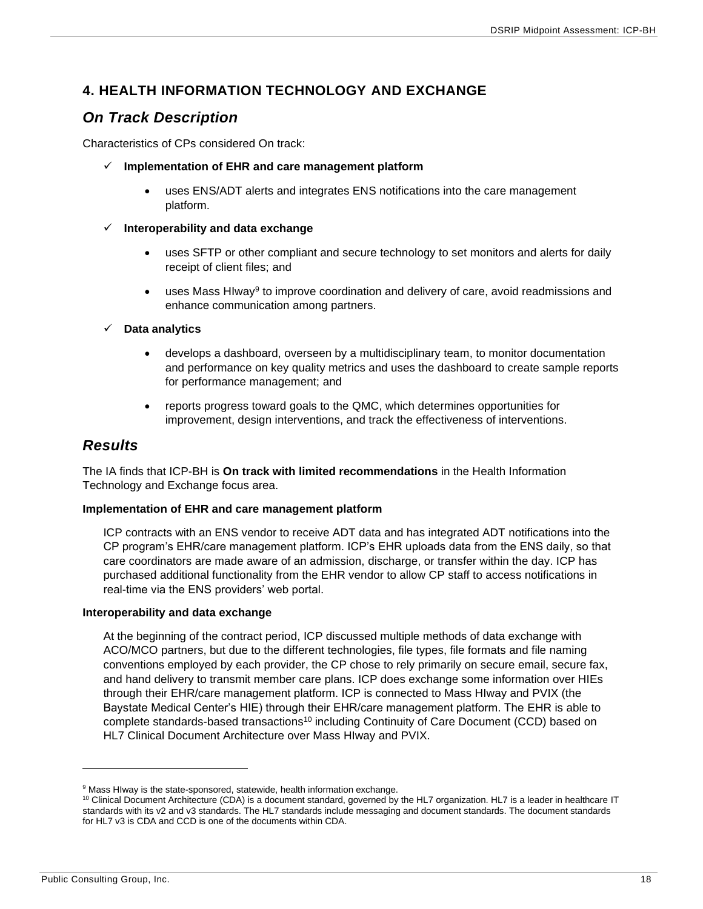## 4. HEALTH INFORMATION TECHNOLOGY AND EXCHANGE

### *On Track Description*

Characteristics of CPs considered On track:

- ✓ **Implementation of EHR and care management platform**
  - uses ENS/ADT alerts and integrates ENS notifications into the care management platform.
- ✓ **Interoperability and data exchange**
  - uses SFTP or other compliant and secure technology to set monitors and alerts for daily receipt of client files; and
  - uses Mass HIway[9] to improve coordination and delivery of care, avoid readmissions and enhance communication among partners.
- ✓ **Data analytics**
  - develops a dashboard, overseen by a multidisciplinary team, to monitor documentation and performance on key quality metrics and uses the dashboard to create sample reports for performance management; and
  - reports progress toward goals to the QMC, which determines opportunities for improvement, design interventions, and track the effectiveness of interventions.

### *Results*

The IA finds that ICP-BH is **On track with limited recommendations** in the Health Information Technology and Exchange focus area.

**Implementation of EHR and care management platform**

ICP contracts with an ENS vendor to receive ADT data and has integrated ADT notifications into the CP program's EHR/care management platform. ICP's EHR uploads data from the ENS daily, so that care coordinators are made aware of an admission, discharge, or transfer within the day. ICP has purchased additional functionality from the EHR vendor to allow CP staff to access notifications in real-time via the ENS providers' web portal.

**Interoperability and data exchange**

At the beginning of the contract period, ICP discussed multiple methods of data exchange with ACO/MCO partners, but due to the different technologies, file types, file formats and file naming conventions employed by each provider, the CP chose to rely primarily on secure email, secure fax, and hand delivery to transmit member care plans. ICP does exchange some information over HIEs through their EHR/care management platform. ICP is connected to Mass HIway and PVIX (the Baystate Medical Center's HIE) through their EHR/care management platform. The EHR is able to complete standards-based transactions[10] including Continuity of Care Document (CCD) based on HL7 Clinical Document Architecture over Mass HIway and PVIX.

---

[9] Mass HIway is the state-sponsored, statewide, health information exchange.

[10] Clinical Document Architecture (CDA) is a document standard, governed by the HL7 organization. HL7 is a leader in healthcare IT standards with its v2 and v3 standards. The HL7 standards include messaging and document standards. The document standards for HL7 v3 is CDA and CCD is one of the documents within CDA.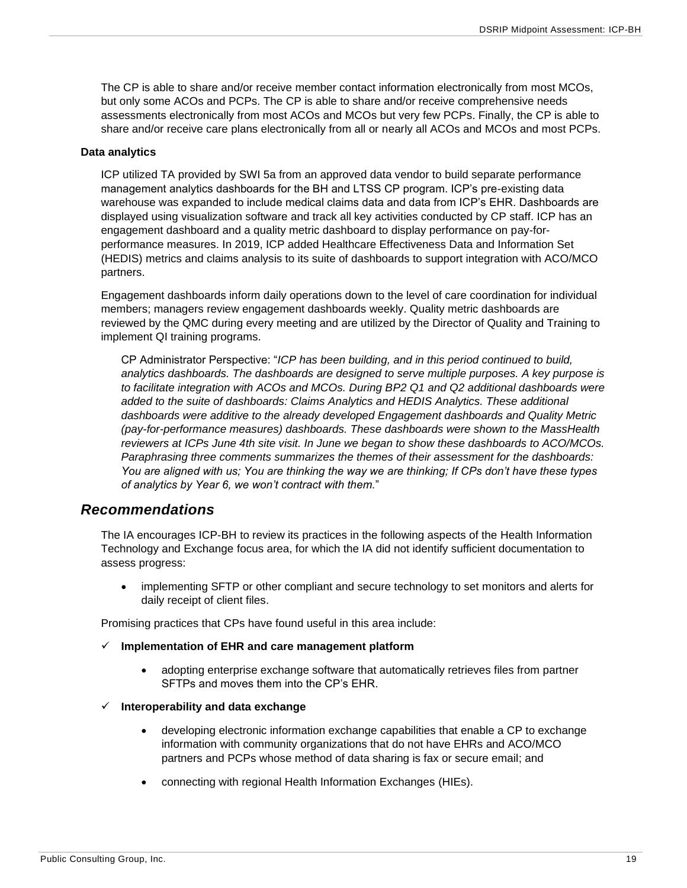The CP is able to share and/or receive member contact information electronically from most MCOs, but only some ACOs and PCPs. The CP is able to share and/or receive comprehensive needs assessments electronically from most ACOs and MCOs but very few PCPs. Finally, the CP is able to share and/or receive care plans electronically from all or nearly all ACOs and MCOs and most PCPs.

**Data analytics**

ICP utilized TA provided by SWI 5a from an approved data vendor to build separate performance management analytics dashboards for the BH and LTSS CP program. ICP's pre-existing data warehouse was expanded to include medical claims data and data from ICP's EHR. Dashboards are displayed using visualization software and track all key activities conducted by CP staff. ICP has an engagement dashboard and a quality metric dashboard to display performance on pay-for-performance measures. In 2019, ICP added Healthcare Effectiveness Data and Information Set (HEDIS) metrics and claims analysis to its suite of dashboards to support integration with ACO/MCO partners.

Engagement dashboards inform daily operations down to the level of care coordination for individual members; managers review engagement dashboards weekly. Quality metric dashboards are reviewed by the QMC during every meeting and are utilized by the Director of Quality and Training to implement QI training programs.

> CP Administrator Perspective: "*ICP has been building, and in this period continued to build, analytics dashboards. The dashboards are designed to serve multiple purposes. A key purpose is to facilitate integration with ACOs and MCOs. During BP2 Q1 and Q2 additional dashboards were added to the suite of dashboards: Claims Analytics and HEDIS Analytics. These additional dashboards were additive to the already developed Engagement dashboards and Quality Metric (pay-for-performance measures) dashboards. These dashboards were shown to the MassHealth reviewers at ICPs June 4th site visit. In June we began to show these dashboards to ACO/MCOs. Paraphrasing three comments summarizes the themes of their assessment for the dashboards: You are aligned with us; You are thinking the way we are thinking; If CPs don't have these types of analytics by Year 6, we won't contract with them.*"

## *Recommendations*

The IA encourages ICP-BH to review its practices in the following aspects of the Health Information Technology and Exchange focus area, for which the IA did not identify sufficient documentation to assess progress:

- implementing SFTP or other compliant and secure technology to set monitors and alerts for daily receipt of client files.

Promising practices that CPs have found useful in this area include:

✓ **Implementation of EHR and care management platform**

- adopting enterprise exchange software that automatically retrieves files from partner SFTPs and moves them into the CP's EHR.

✓ **Interoperability and data exchange**

- developing electronic information exchange capabilities that enable a CP to exchange information with community organizations that do not have EHRs and ACO/MCO partners and PCPs whose method of data sharing is fax or secure email; and
- connecting with regional Health Information Exchanges (HIEs).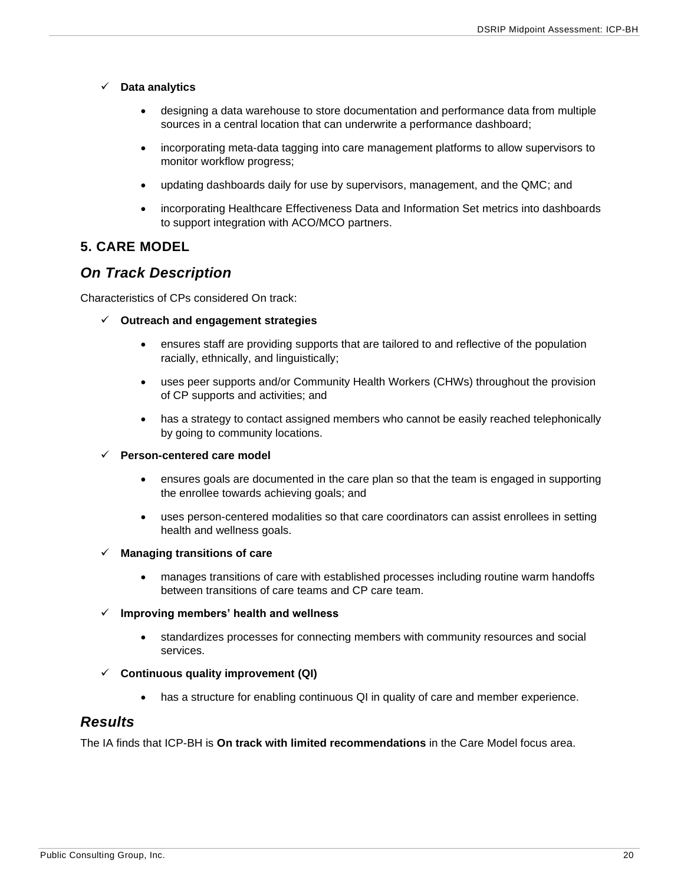- ✓ **Data analytics**
  - designing a data warehouse to store documentation and performance data from multiple sources in a central location that can underwrite a performance dashboard;
  - incorporating meta-data tagging into care management platforms to allow supervisors to monitor workflow progress;
  - updating dashboards daily for use by supervisors, management, and the QMC; and
  - incorporating Healthcare Effectiveness Data and Information Set metrics into dashboards to support integration with ACO/MCO partners.

## 5. CARE MODEL

### *On Track Description*

Characteristics of CPs considered On track:

- ✓ **Outreach and engagement strategies**
  - ensures staff are providing supports that are tailored to and reflective of the population racially, ethnically, and linguistically;
  - uses peer supports and/or Community Health Workers (CHWs) throughout the provision of CP supports and activities; and
  - has a strategy to contact assigned members who cannot be easily reached telephonically by going to community locations.
- ✓ **Person-centered care model**
  - ensures goals are documented in the care plan so that the team is engaged in supporting the enrollee towards achieving goals; and
  - uses person-centered modalities so that care coordinators can assist enrollees in setting health and wellness goals.
- ✓ **Managing transitions of care**
  - manages transitions of care with established processes including routine warm handoffs between transitions of care teams and CP care team.
- ✓ **Improving members' health and wellness**
  - standardizes processes for connecting members with community resources and social services.
- ✓ **Continuous quality improvement (QI)**
  - has a structure for enabling continuous QI in quality of care and member experience.

### *Results*

The IA finds that ICP-BH is **On track with limited recommendations** in the Care Model focus area.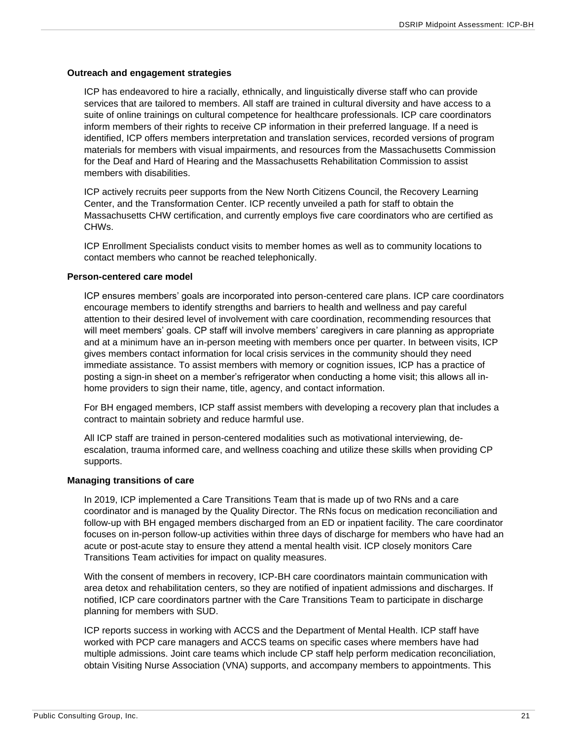**Outreach and engagement strategies**

ICP has endeavored to hire a racially, ethnically, and linguistically diverse staff who can provide services that are tailored to members. All staff are trained in cultural diversity and have access to a suite of online trainings on cultural competence for healthcare professionals. ICP care coordinators inform members of their rights to receive CP information in their preferred language. If a need is identified, ICP offers members interpretation and translation services, recorded versions of program materials for members with visual impairments, and resources from the Massachusetts Commission for the Deaf and Hard of Hearing and the Massachusetts Rehabilitation Commission to assist members with disabilities.

ICP actively recruits peer supports from the New North Citizens Council, the Recovery Learning Center, and the Transformation Center. ICP recently unveiled a path for staff to obtain the Massachusetts CHW certification, and currently employs five care coordinators who are certified as CHWs.

ICP Enrollment Specialists conduct visits to member homes as well as to community locations to contact members who cannot be reached telephonically.

**Person-centered care model**

ICP ensures members' goals are incorporated into person-centered care plans. ICP care coordinators encourage members to identify strengths and barriers to health and wellness and pay careful attention to their desired level of involvement with care coordination, recommending resources that will meet members' goals. CP staff will involve members' caregivers in care planning as appropriate and at a minimum have an in-person meeting with members once per quarter. In between visits, ICP gives members contact information for local crisis services in the community should they need immediate assistance. To assist members with memory or cognition issues, ICP has a practice of posting a sign-in sheet on a member's refrigerator when conducting a home visit; this allows all in-home providers to sign their name, title, agency, and contact information.

For BH engaged members, ICP staff assist members with developing a recovery plan that includes a contract to maintain sobriety and reduce harmful use.

All ICP staff are trained in person-centered modalities such as motivational interviewing, de-escalation, trauma informed care, and wellness coaching and utilize these skills when providing CP supports.

**Managing transitions of care**

In 2019, ICP implemented a Care Transitions Team that is made up of two RNs and a care coordinator and is managed by the Quality Director. The RNs focus on medication reconciliation and follow-up with BH engaged members discharged from an ED or inpatient facility. The care coordinator focuses on in-person follow-up activities within three days of discharge for members who have had an acute or post-acute stay to ensure they attend a mental health visit. ICP closely monitors Care Transitions Team activities for impact on quality measures.

With the consent of members in recovery, ICP-BH care coordinators maintain communication with area detox and rehabilitation centers, so they are notified of inpatient admissions and discharges. If notified, ICP care coordinators partner with the Care Transitions Team to participate in discharge planning for members with SUD.

ICP reports success in working with ACCS and the Department of Mental Health. ICP staff have worked with PCP care managers and ACCS teams on specific cases where members have had multiple admissions. Joint care teams which include CP staff help perform medication reconciliation, obtain Visiting Nurse Association (VNA) supports, and accompany members to appointments. This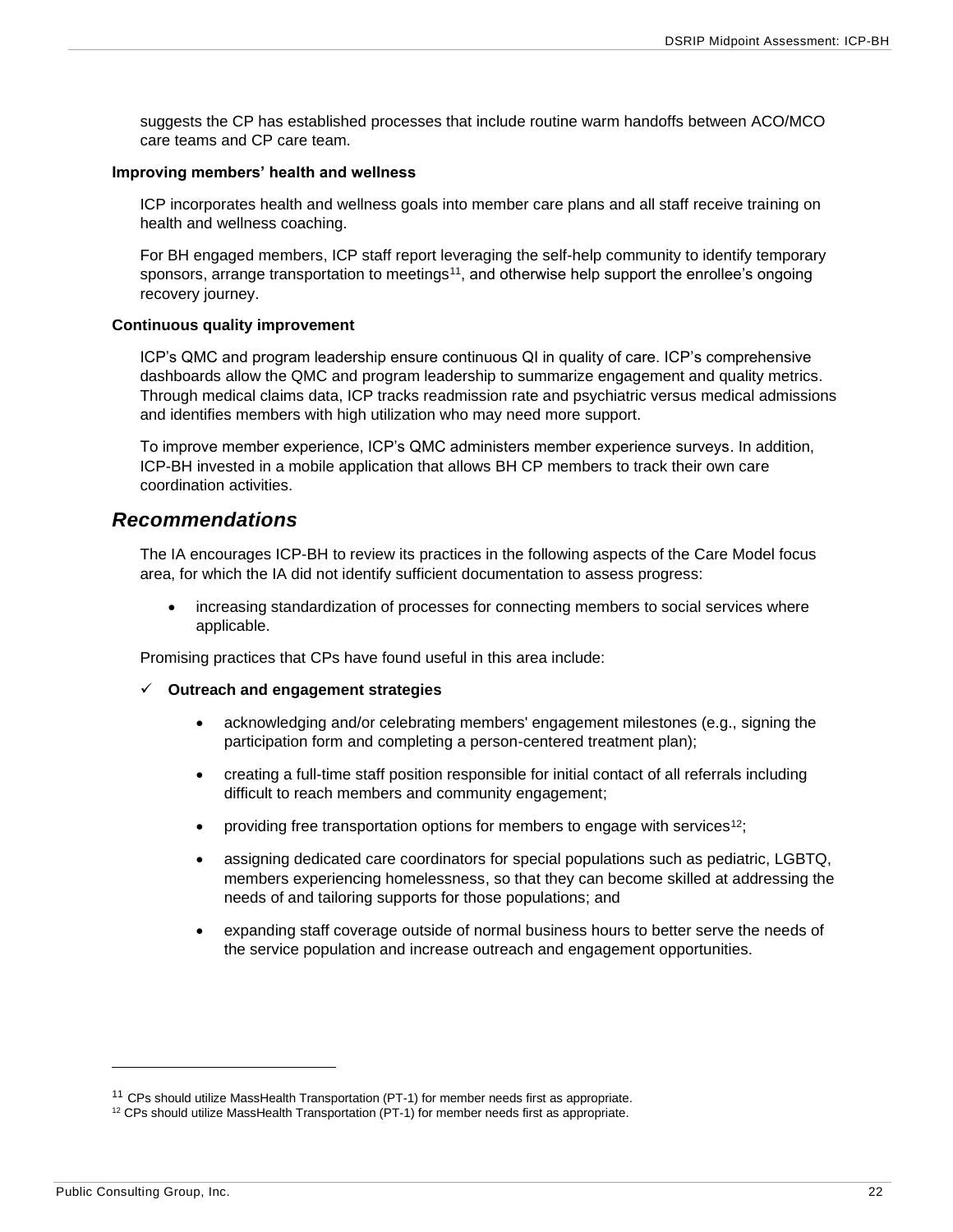suggests the CP has established processes that include routine warm handoffs between ACO/MCO care teams and CP care team.

**Improving members' health and wellness**

ICP incorporates health and wellness goals into member care plans and all staff receive training on health and wellness coaching.

For BH engaged members, ICP staff report leveraging the self-help community to identify temporary sponsors, arrange transportation to meetings[11], and otherwise help support the enrollee's ongoing recovery journey.

**Continuous quality improvement**

ICP's QMC and program leadership ensure continuous QI in quality of care. ICP's comprehensive dashboards allow the QMC and program leadership to summarize engagement and quality metrics. Through medical claims data, ICP tracks readmission rate and psychiatric versus medical admissions and identifies members with high utilization who may need more support.

To improve member experience, ICP's QMC administers member experience surveys. In addition, ICP-BH invested in a mobile application that allows BH CP members to track their own care coordination activities.

## *Recommendations*

The IA encourages ICP-BH to review its practices in the following aspects of the Care Model focus area, for which the IA did not identify sufficient documentation to assess progress:

- increasing standardization of processes for connecting members to social services where applicable.

Promising practices that CPs have found useful in this area include:

✓ **Outreach and engagement strategies**

- acknowledging and/or celebrating members' engagement milestones (e.g., signing the participation form and completing a person-centered treatment plan);
- creating a full-time staff position responsible for initial contact of all referrals including difficult to reach members and community engagement;
- providing free transportation options for members to engage with services[12];
- assigning dedicated care coordinators for special populations such as pediatric, LGBTQ, members experiencing homelessness, so that they can become skilled at addressing the needs of and tailoring supports for those populations; and
- expanding staff coverage outside of normal business hours to better serve the needs of the service population and increase outreach and engagement opportunities.

---

[11] CPs should utilize MassHealth Transportation (PT-1) for member needs first as appropriate.

[12] CPs should utilize MassHealth Transportation (PT-1) for member needs first as appropriate.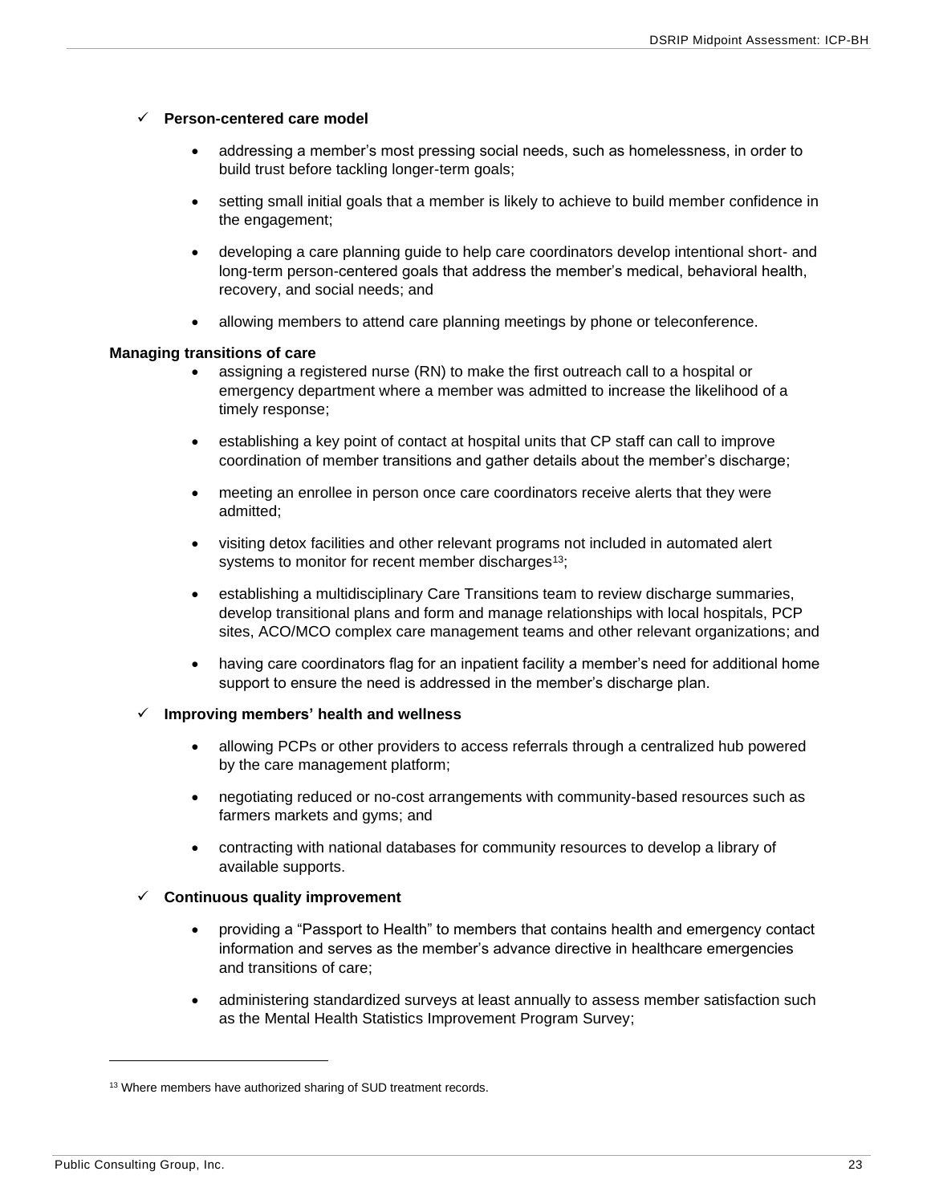- ✓ **Person-centered care model**

  - addressing a member's most pressing social needs, such as homelessness, in order to build trust before tackling longer-term goals;
  - setting small initial goals that a member is likely to achieve to build member confidence in the engagement;
  - developing a care planning guide to help care coordinators develop intentional short- and long-term person-centered goals that address the member's medical, behavioral health, recovery, and social needs; and
  - allowing members to attend care planning meetings by phone or teleconference.

**Managing transitions of care**

  - assigning a registered nurse (RN) to make the first outreach call to a hospital or emergency department where a member was admitted to increase the likelihood of a timely response;
  - establishing a key point of contact at hospital units that CP staff can call to improve coordination of member transitions and gather details about the member's discharge;
  - meeting an enrollee in person once care coordinators receive alerts that they were admitted;
  - visiting detox facilities and other relevant programs not included in automated alert systems to monitor for recent member discharges[13];
  - establishing a multidisciplinary Care Transitions team to review discharge summaries, develop transitional plans and form and manage relationships with local hospitals, PCP sites, ACO/MCO complex care management teams and other relevant organizations; and
  - having care coordinators flag for an inpatient facility a member's need for additional home support to ensure the need is addressed in the member's discharge plan.

- ✓ **Improving members' health and wellness**

  - allowing PCPs or other providers to access referrals through a centralized hub powered by the care management platform;
  - negotiating reduced or no-cost arrangements with community-based resources such as farmers markets and gyms; and
  - contracting with national databases for community resources to develop a library of available supports.

- ✓ **Continuous quality improvement**

  - providing a "Passport to Health" to members that contains health and emergency contact information and serves as the member's advance directive in healthcare emergencies and transitions of care;
  - administering standardized surveys at least annually to assess member satisfaction such as the Mental Health Statistics Improvement Program Survey;

[13] Where members have authorized sharing of SUD treatment records.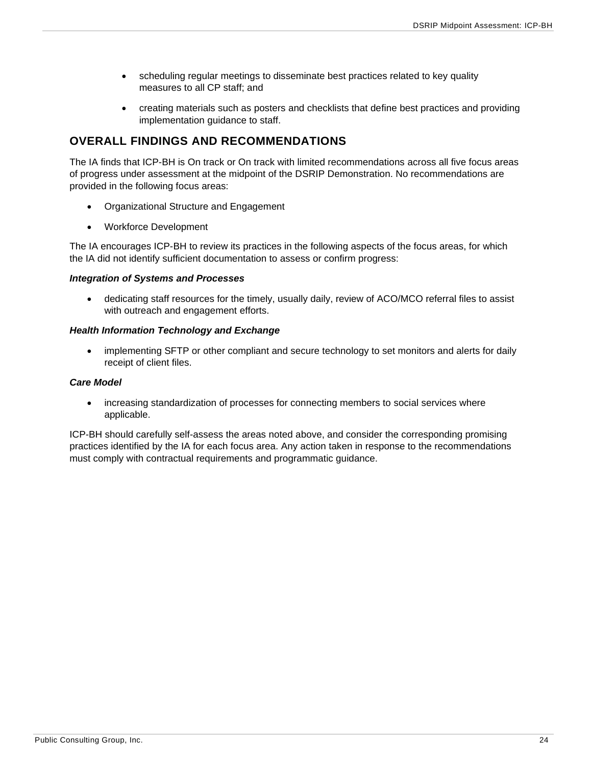- scheduling regular meetings to disseminate best practices related to key quality measures to all CP staff; and
- creating materials such as posters and checklists that define best practices and providing implementation guidance to staff.

## OVERALL FINDINGS AND RECOMMENDATIONS

The IA finds that ICP-BH is On track or On track with limited recommendations across all five focus areas of progress under assessment at the midpoint of the DSRIP Demonstration. No recommendations are provided in the following focus areas:

- Organizational Structure and Engagement
- Workforce Development

The IA encourages ICP-BH to review its practices in the following aspects of the focus areas, for which the IA did not identify sufficient documentation to assess or confirm progress:

***Integration of Systems and Processes***

- dedicating staff resources for the timely, usually daily, review of ACO/MCO referral files to assist with outreach and engagement efforts.

***Health Information Technology and Exchange***

- implementing SFTP or other compliant and secure technology to set monitors and alerts for daily receipt of client files.

***Care Model***

- increasing standardization of processes for connecting members to social services where applicable.

ICP-BH should carefully self-assess the areas noted above, and consider the corresponding promising practices identified by the IA for each focus area. Any action taken in response to the recommendations must comply with contractual requirements and programmatic guidance.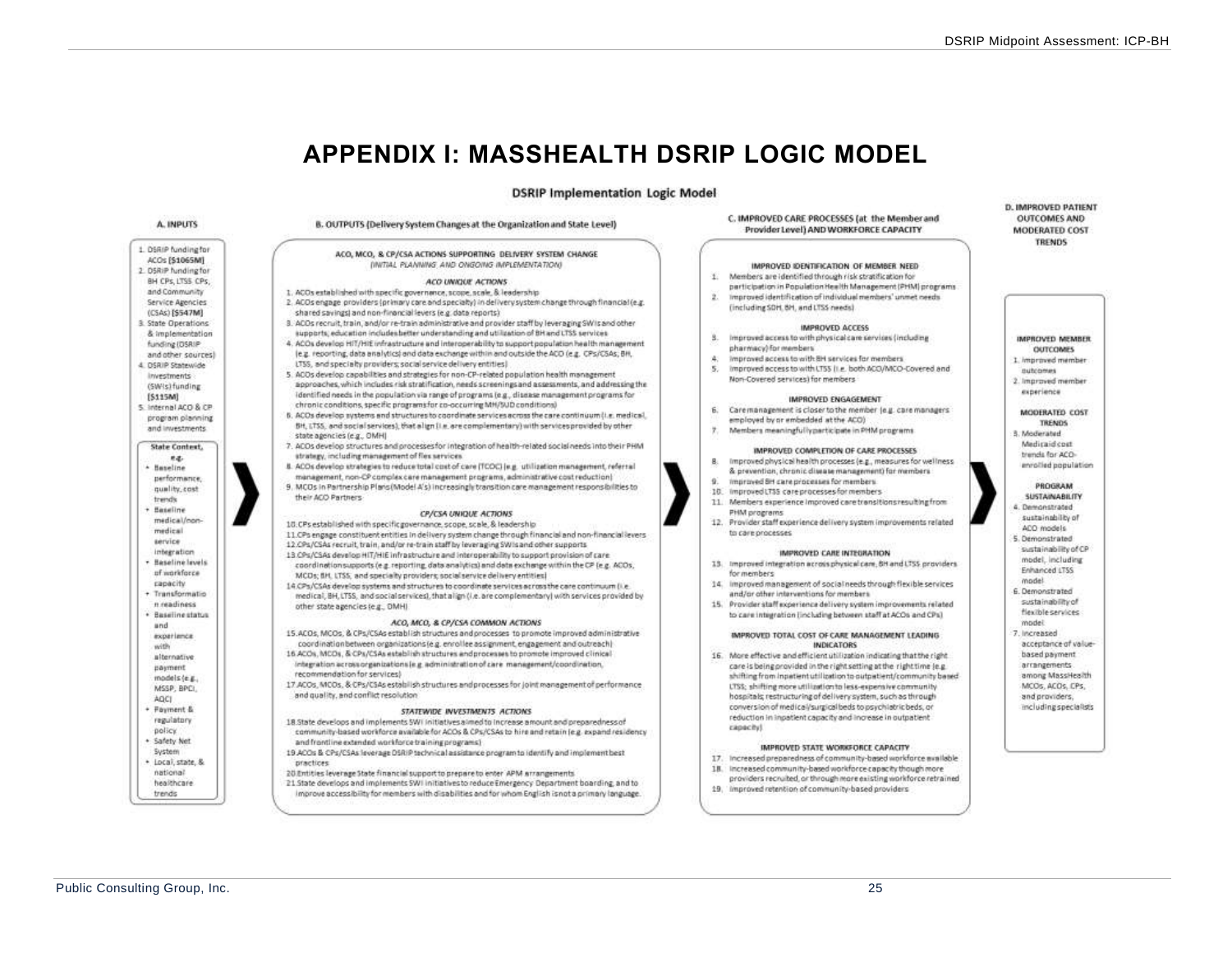# APPENDIX I: MASSHEALTH DSRIP LOGIC MODEL

## DSRIP Implementation Logic Model

### A. INPUTS

1. DSRIP funding for ACOs [$1065M]
2. DSRIP funding for BH CPs, LTSS CPs, and Community Service Agencies (CSAs) [$547M]
3. State Operations & implementation funding (DSRIP and other sources)
4. DSRIP Statewide investments (SWIs) funding [$115M]
5. Internal ACO & CP program planning and investments

**State Context,** e.g.

- Baseline performance, quality, cost trends
- Baseline medical/non-medical service integration
- Baseline levels of workforce capacity
- Transformation readiness
- Baseline status and experience with alternative payment models (e.g., MSSP, BPCI, AQC)
- Payment & regulatory policy
- Safety Net System
- Local, state, & national healthcare trends

### B. OUTPUTS (Delivery System Changes at the Organization and State Level)

**ACO, MCO, & CP/CSA ACTIONS SUPPORTING DELIVERY SYSTEM CHANGE**
*(INITIAL PLANNING AND ONGOING IMPLEMENTATION)*

*ACO UNIQUE ACTIONS*

1. ACOs established with specific governance, scope, scale, & leadership
2. ACOs engage providers (primary care and specialty) in delivery system change through financial (e.g. shared savings) and non-financial levers (e.g. data reports)
3. ACOs recruit, train, and/or re-train administrative and provider staff by leveraging SWIs and other supports; education includes better understanding and utilization of BH and LTSS services
4. ACOs develop HIT/HIE infrastructure and interoperability to support population health management (e.g. reporting, data analytics) and data exchange within and outside the ACO (e.g. CPs/CSAs; BH, LTSS, and specialty providers; social service delivery entities)
5. ACOs develop capabilities and strategies for non-CP-related population health management approaches, which includes risk stratification, needs screenings and assessments, and addressing the identified needs in the population via range of programs (e.g., disease management programs for chronic conditions, specific programs for co-occurring MH/SUD conditions)
6. ACOs develop systems and structures to coordinate services across the care continuum (i.e. medical, BH, LTSS, and social services), that align (i.e. are complementary) with services provided by other state agencies (e.g., DMH)
7. ACOs develop structures and processes for integration of health-related social needs into their PHM strategy, including management of flex services
8. ACOs develop strategies to reduce total cost of care (TCOC) (e.g. utilization management, referral management, non-CP complex care management programs, administrative cost reduction)
9. MCOs in Partnership Plans (Model A's) increasingly transition care management responsibilities to their ACO Partners

*CP/CSA UNIQUE ACTIONS*

10. CPs established with specific governance, scope, scale, & leadership
11. CPs engage constituent entities in delivery system change through financial and non-financial levers
12. CPs/CSAs recruit, train, and/or re-train staff by leveraging SWIs and other supports
13. CPs/CSAs develop HIT/HIE infrastructure and interoperability to support provision of care coordination supports (e.g. reporting, data analytics) and data exchange within the CP (e.g. ACOs, MCOs; BH, LTSS, and specialty providers; social service delivery entities)
14. CPs/CSAs develop systems and structures to coordinate services across the care continuum (i.e. medical, BH, LTSS, and social services), that align (i.e. are complementary) with services provided by other state agencies (e.g., DMH)

*ACO, MCO, & CP/CSA COMMON ACTIONS*

15. ACOs, MCOs, & CPs/CSAs establish structures and processes to promote improved administrative coordination between organizations (e.g. enrollee assignment, engagement and outreach)
16. ACOs, MCOs, & CPs/CSAs establish structures and processes to promote improved clinical integration across organizations (e.g. administration of care management/coordination, recommendation for services)
17. ACOs, MCOs, & CPs/CSAs establish structures and processes for joint management of performance and quality, and conflict resolution

*STATEWIDE INVESTMENTS ACTIONS*

18. State develops and implements SWI initiatives aimed to increase amount and preparedness of community-based workforce available for ACOs & CPs/CSAs to hire and retain (e.g. expand residency and frontline extended workforce training programs)
19. ACOs & CPs/CSAs leverage DSRIP technical assistance program to identify and implement best practices
20. Entities leverage State financial support to prepare to enter APM arrangements
21. State develops and implements SWI initiatives to reduce Emergency Department boarding, and to improve accessibility for members with disabilities and for whom English is not a primary language.

### C. IMPROVED CARE PROCESSES (at the Member and Provider Level) AND WORKFORCE CAPACITY

**IMPROVED IDENTIFICATION OF MEMBER NEED**

1. Members are identified through risk stratification for participation in Population Health Management (PHM) programs
2. Improved identification of individual members' unmet needs (including SDH, BH, and LTSS needs)

**IMPROVED ACCESS**

3. Improved access to with physical care services (including pharmacy) for members
4. Improved access to with BH services for members
5. Improved access to with LTSS (i.e. both ACO/MCO-Covered and Non-Covered services) for members

**IMPROVED ENGAGEMENT**

6. Care management is closer to the member (e.g. care managers employed by or embedded at the ACO)
7. Members meaningfully participate in PHM programs

**IMPROVED COMPLETION OF CARE PROCESSES**

8. Improved physical health processes (e.g., measures for wellness & prevention, chronic disease management) for members
9. Improved BH care processes for members
10. Improved LTSS care processes for members
11. Members experience improved care transitions resulting from PHM programs
12. Provider staff experience delivery system improvements related to care processes

**IMPROVED CARE INTEGRATION**

13. Improved integration across physical care, BH and LTSS providers for members
14. Improved management of social needs through flexible services and/or other interventions for members
15. Provider staff experience delivery system improvements related to care integration (including between staff at ACOs and CPs)

**IMPROVED TOTAL COST OF CARE MANAGEMENT LEADING INDICATORS**

16. More effective and efficient utilization indicating that the right care is being provided in the right setting at the right time (e.g. shifting from inpatient utilization to outpatient/community based LTSS; shifting more utilization to less-expensive community hospitals; restructuring of delivery system, such as through conversion of medical/surgical beds to psychiatric beds, or reduction in inpatient capacity and increase in outpatient capacity)

**IMPROVED STATE WORKFORCE CAPACITY**

17. Increased preparedness of community-based workforce available
18. Increased community-based workforce capacity though more providers recruited, or through more existing workforce retrained
19. Improved retention of community-based providers

### D. IMPROVED PATIENT OUTCOMES AND MODERATED COST TRENDS

**IMPROVED MEMBER OUTCOMES**

1. Improved member outcomes
2. Improved member experience

**MODERATED COST TRENDS**

3. Moderated Medicaid cost trends for ACO-enrolled population

**PROGRAM SUSTAINABILITY**

4. Demonstrated sustainability of ACO models
5. Demonstrated sustainability of CP model, including Enhanced LTSS model
6. Demonstrated sustainability of flexible services model
7. Increased acceptance of value-based payment arrangements among MassHealth MCOs, ACOs, CPs, and providers, including specialists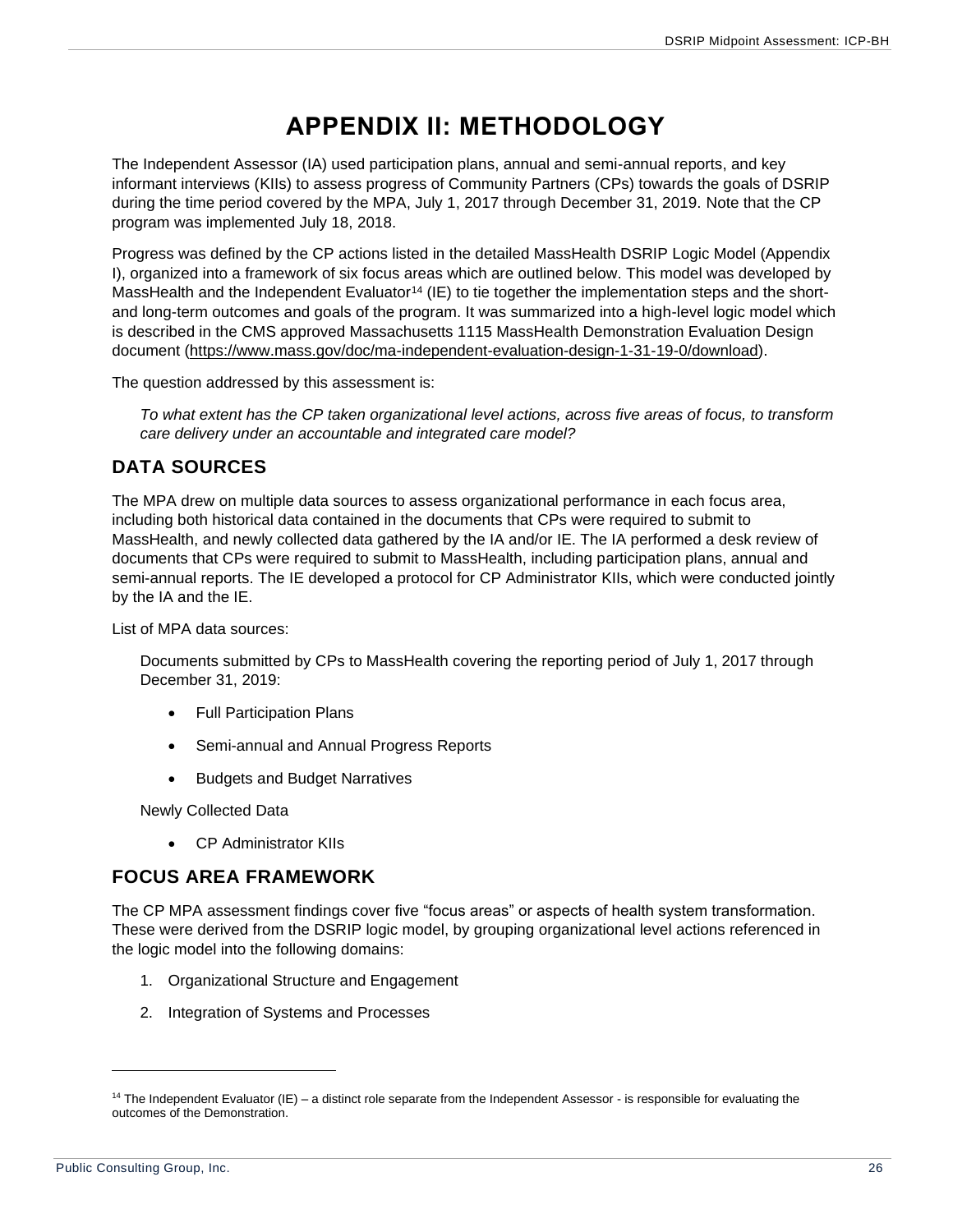# APPENDIX II: METHODOLOGY

The Independent Assessor (IA) used participation plans, annual and semi-annual reports, and key informant interviews (KIIs) to assess progress of Community Partners (CPs) towards the goals of DSRIP during the time period covered by the MPA, July 1, 2017 through December 31, 2019. Note that the CP program was implemented July 18, 2018.

Progress was defined by the CP actions listed in the detailed MassHealth DSRIP Logic Model (Appendix I), organized into a framework of six focus areas which are outlined below. This model was developed by MassHealth and the Independent Evaluator[14] (IE) to tie together the implementation steps and the short- and long-term outcomes and goals of the program. It was summarized into a high-level logic model which is described in the CMS approved Massachusetts 1115 MassHealth Demonstration Evaluation Design document (https://www.mass.gov/doc/ma-independent-evaluation-design-1-31-19-0/download).

The question addressed by this assessment is:

*To what extent has the CP taken organizational level actions, across five areas of focus, to transform care delivery under an accountable and integrated care model?*

## DATA SOURCES

The MPA drew on multiple data sources to assess organizational performance in each focus area, including both historical data contained in the documents that CPs were required to submit to MassHealth, and newly collected data gathered by the IA and/or IE. The IA performed a desk review of documents that CPs were required to submit to MassHealth, including participation plans, annual and semi-annual reports. The IE developed a protocol for CP Administrator KIIs, which were conducted jointly by the IA and the IE.

List of MPA data sources:

Documents submitted by CPs to MassHealth covering the reporting period of July 1, 2017 through December 31, 2019:

- Full Participation Plans
- Semi-annual and Annual Progress Reports
- Budgets and Budget Narratives

Newly Collected Data

- CP Administrator KIIs

## FOCUS AREA FRAMEWORK

The CP MPA assessment findings cover five "focus areas" or aspects of health system transformation. These were derived from the DSRIP logic model, by grouping organizational level actions referenced in the logic model into the following domains:

1. Organizational Structure and Engagement
2. Integration of Systems and Processes

---

[14] The Independent Evaluator (IE) – a distinct role separate from the Independent Assessor - is responsible for evaluating the outcomes of the Demonstration.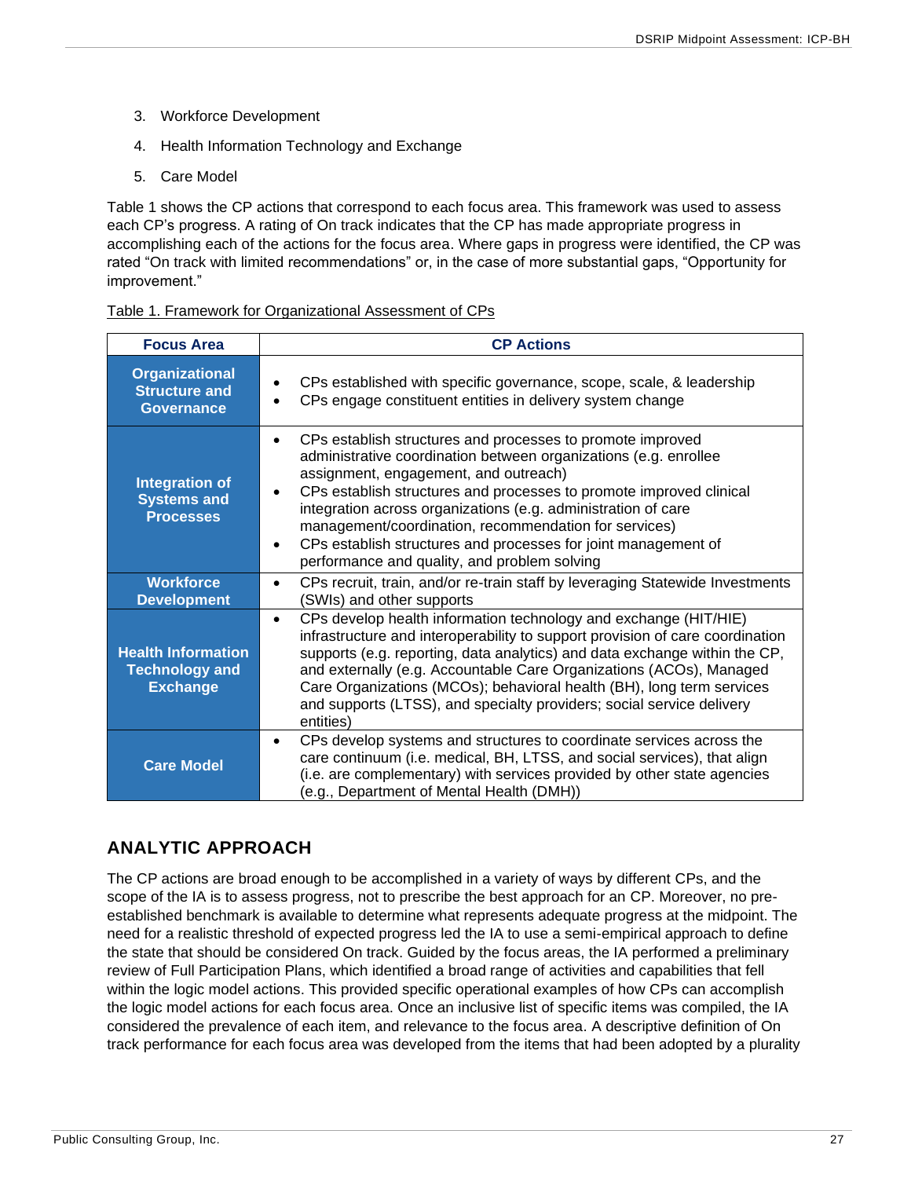3. Workforce Development
4. Health Information Technology and Exchange
5. Care Model

Table 1 shows the CP actions that correspond to each focus area. This framework was used to assess each CP's progress. A rating of On track indicates that the CP has made appropriate progress in accomplishing each of the actions for the focus area. Where gaps in progress were identified, the CP was rated "On track with limited recommendations" or, in the case of more substantial gaps, "Opportunity for improvement."

Table 1. Framework for Organizational Assessment of CPs

| Focus Area | CP Actions |
|---|---|
| **Organizational Structure and Governance** | • CPs established with specific governance, scope, scale, & leadership<br>• CPs engage constituent entities in delivery system change |
| **Integration of Systems and Processes** | • CPs establish structures and processes to promote improved administrative coordination between organizations (e.g. enrollee assignment, engagement, and outreach)<br>• CPs establish structures and processes to promote improved clinical integration across organizations (e.g. administration of care management/coordination, recommendation for services)<br>• CPs establish structures and processes for joint management of performance and quality, and problem solving |
| **Workforce Development** | • CPs recruit, train, and/or re-train staff by leveraging Statewide Investments (SWIs) and other supports |
| **Health Information Technology and Exchange** | • CPs develop health information technology and exchange (HIT/HIE) infrastructure and interoperability to support provision of care coordination supports (e.g. reporting, data analytics) and data exchange within the CP, and externally (e.g. Accountable Care Organizations (ACOs), Managed Care Organizations (MCOs); behavioral health (BH), long term services and supports (LTSS), and specialty providers; social service delivery entities) |
| **Care Model** | • CPs develop systems and structures to coordinate services across the care continuum (i.e. medical, BH, LTSS, and social services), that align (i.e. are complementary) with services provided by other state agencies (e.g., Department of Mental Health (DMH)) |

## ANALYTIC APPROACH

The CP actions are broad enough to be accomplished in a variety of ways by different CPs, and the scope of the IA is to assess progress, not to prescribe the best approach for an CP. Moreover, no pre-established benchmark is available to determine what represents adequate progress at the midpoint. The need for a realistic threshold of expected progress led the IA to use a semi-empirical approach to define the state that should be considered On track. Guided by the focus areas, the IA performed a preliminary review of Full Participation Plans, which identified a broad range of activities and capabilities that fell within the logic model actions. This provided specific operational examples of how CPs can accomplish the logic model actions for each focus area. Once an inclusive list of specific items was compiled, the IA considered the prevalence of each item, and relevance to the focus area. A descriptive definition of On track performance for each focus area was developed from the items that had been adopted by a plurality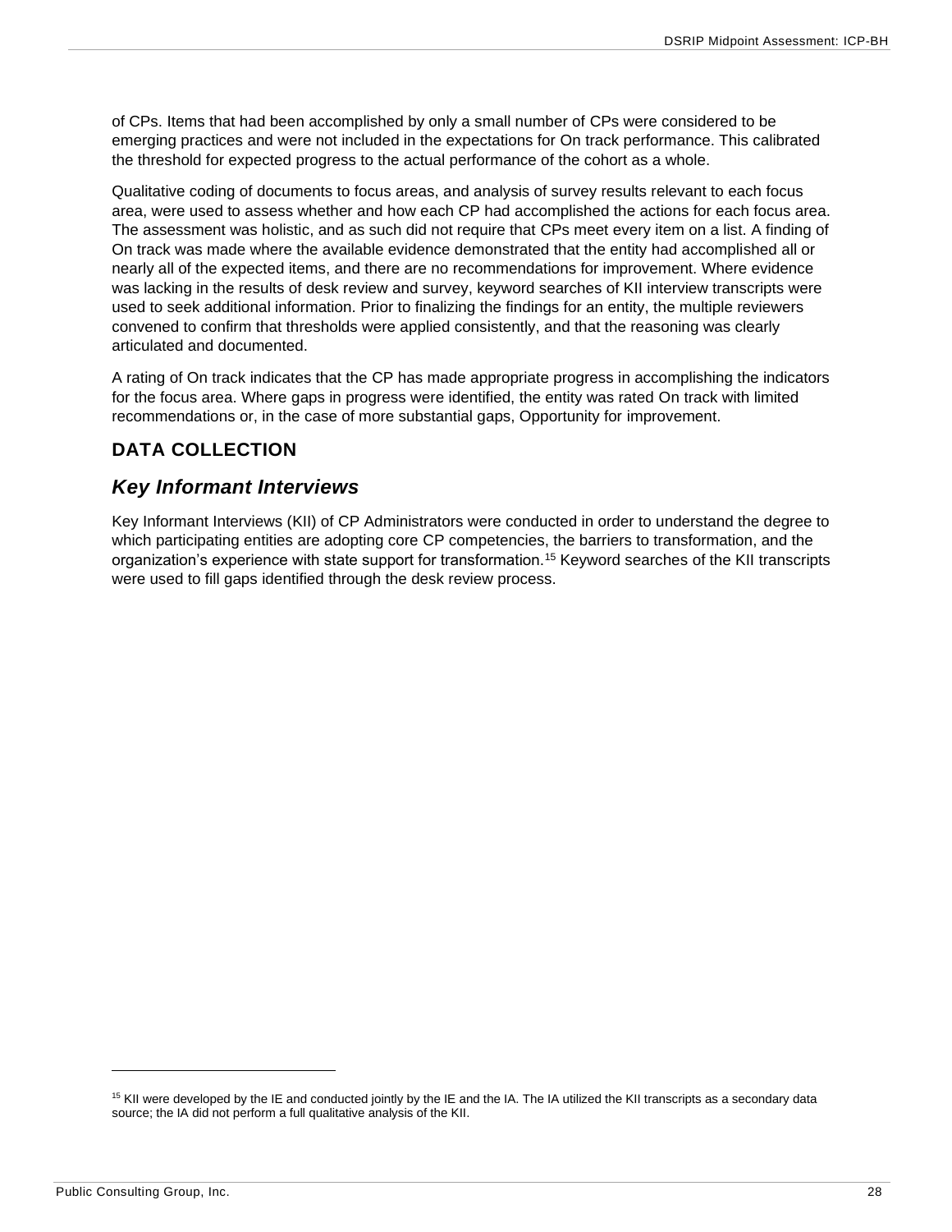of CPs. Items that had been accomplished by only a small number of CPs were considered to be emerging practices and were not included in the expectations for On track performance. This calibrated the threshold for expected progress to the actual performance of the cohort as a whole.

Qualitative coding of documents to focus areas, and analysis of survey results relevant to each focus area, were used to assess whether and how each CP had accomplished the actions for each focus area. The assessment was holistic, and as such did not require that CPs meet every item on a list. A finding of On track was made where the available evidence demonstrated that the entity had accomplished all or nearly all of the expected items, and there are no recommendations for improvement. Where evidence was lacking in the results of desk review and survey, keyword searches of KII interview transcripts were used to seek additional information. Prior to finalizing the findings for an entity, the multiple reviewers convened to confirm that thresholds were applied consistently, and that the reasoning was clearly articulated and documented.

A rating of On track indicates that the CP has made appropriate progress in accomplishing the indicators for the focus area. Where gaps in progress were identified, the entity was rated On track with limited recommendations or, in the case of more substantial gaps, Opportunity for improvement.

## DATA COLLECTION

### *Key Informant Interviews*

Key Informant Interviews (KII) of CP Administrators were conducted in order to understand the degree to which participating entities are adopting core CP competencies, the barriers to transformation, and the organization's experience with state support for transformation.[15] Keyword searches of the KII transcripts were used to fill gaps identified through the desk review process.

[15] KII were developed by the IE and conducted jointly by the IE and the IA. The IA utilized the KII transcripts as a secondary data source; the IA did not perform a full qualitative analysis of the KII.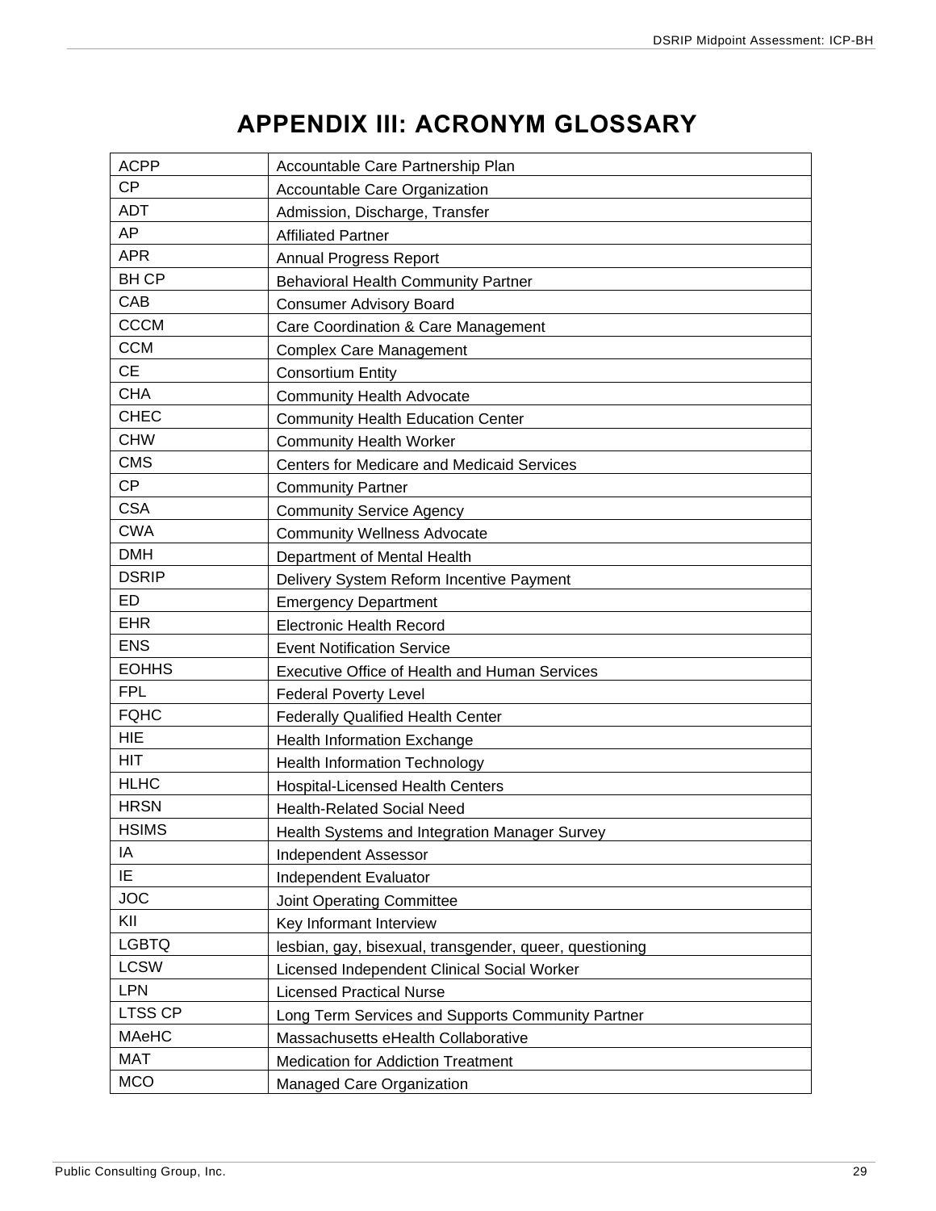# APPENDIX III: ACRONYM GLOSSARY

| ACPP | Accountable Care Partnership Plan |
|---|---|
| CP | Accountable Care Organization |
| ADT | Admission, Discharge, Transfer |
| AP | Affiliated Partner |
| APR | Annual Progress Report |
| BH CP | Behavioral Health Community Partner |
| CAB | Consumer Advisory Board |
| CCCM | Care Coordination & Care Management |
| CCM | Complex Care Management |
| CE | Consortium Entity |
| CHA | Community Health Advocate |
| CHEC | Community Health Education Center |
| CHW | Community Health Worker |
| CMS | Centers for Medicare and Medicaid Services |
| CP | Community Partner |
| CSA | Community Service Agency |
| CWA | Community Wellness Advocate |
| DMH | Department of Mental Health |
| DSRIP | Delivery System Reform Incentive Payment |
| ED | Emergency Department |
| EHR | Electronic Health Record |
| ENS | Event Notification Service |
| EOHHS | Executive Office of Health and Human Services |
| FPL | Federal Poverty Level |
| FQHC | Federally Qualified Health Center |
| HIE | Health Information Exchange |
| HIT | Health Information Technology |
| HLHC | Hospital-Licensed Health Centers |
| HRSN | Health-Related Social Need |
| HSIMS | Health Systems and Integration Manager Survey |
| IA | Independent Assessor |
| IE | Independent Evaluator |
| JOC | Joint Operating Committee |
| KII | Key Informant Interview |
| LGBTQ | lesbian, gay, bisexual, transgender, queer, questioning |
| LCSW | Licensed Independent Clinical Social Worker |
| LPN | Licensed Practical Nurse |
| LTSS CP | Long Term Services and Supports Community Partner |
| MAeHC | Massachusetts eHealth Collaborative |
| MAT | Medication for Addiction Treatment |
| MCO | Managed Care Organization |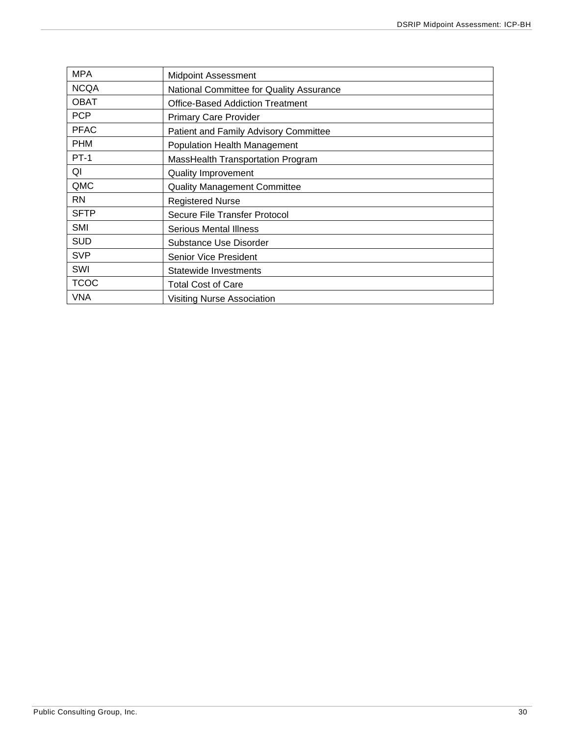| MPA | Midpoint Assessment |
|---|---|
| NCQA | National Committee for Quality Assurance |
| OBAT | Office-Based Addiction Treatment |
| PCP | Primary Care Provider |
| PFAC | Patient and Family Advisory Committee |
| PHM | Population Health Management |
| PT-1 | MassHealth Transportation Program |
| QI | Quality Improvement |
| QMC | Quality Management Committee |
| RN | Registered Nurse |
| SFTP | Secure File Transfer Protocol |
| SMI | Serious Mental Illness |
| SUD | Substance Use Disorder |
| SVP | Senior Vice President |
| SWI | Statewide Investments |
| TCOC | Total Cost of Care |
| VNA | Visiting Nurse Association |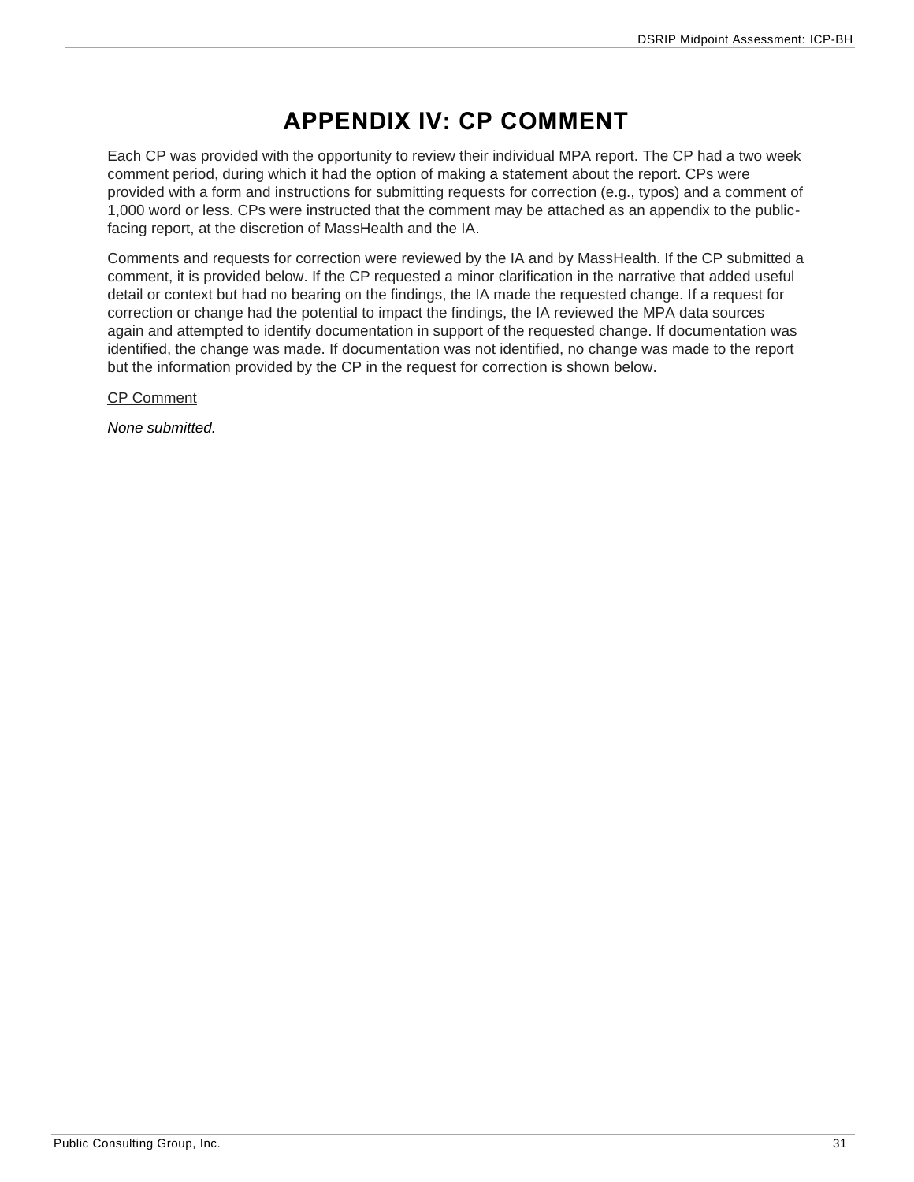# APPENDIX IV: CP COMMENT

Each CP was provided with the opportunity to review their individual MPA report. The CP had a two week comment period, during which it had the option of making a statement about the report. CPs were provided with a form and instructions for submitting requests for correction (e.g., typos) and a comment of 1,000 word or less. CPs were instructed that the comment may be attached as an appendix to the public-facing report, at the discretion of MassHealth and the IA.

Comments and requests for correction were reviewed by the IA and by MassHealth. If the CP submitted a comment, it is provided below. If the CP requested a minor clarification in the narrative that added useful detail or context but had no bearing on the findings, the IA made the requested change. If a request for correction or change had the potential to impact the findings, the IA reviewed the MPA data sources again and attempted to identify documentation in support of the requested change. If documentation was identified, the change was made. If documentation was not identified, no change was made to the report but the information provided by the CP in the request for correction is shown below.

<u>CP Comment</u>

*None submitted.*